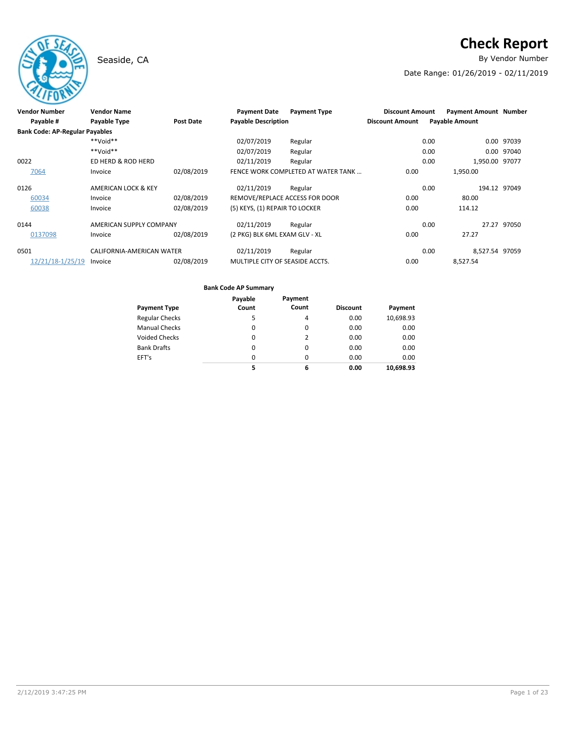# Check Report

Seaside, CA

By Vendor Number

Date Range: 01/26/2019 - 02/11/2019

| Vendor Number | Vendor Name | | Payment Date | Payment Type | Discount Amount | Payment Amount | Number |
|---|---|---|---|---|---|---|---|
| Payable # | Payable Type | Post Date | Payable Description | | Discount Amount | Payable Amount | |
| **Bank Code: AP-Regular Payables** | | | | | | | |
| | **Void** | | 02/07/2019 | Regular | 0.00 | 0.00 | 97039 |
| | **Void** | | 02/07/2019 | Regular | 0.00 | 0.00 | 97040 |
| 0022 | ED HERD & ROD HERD | | 02/11/2019 | Regular | 0.00 | 1,950.00 | 97077 |
| 7064 | Invoice | 02/08/2019 | FENCE WORK COMPLETED AT WATER TANK ... | | 0.00 | 1,950.00 | |
| 0126 | AMERICAN LOCK & KEY | | 02/11/2019 | Regular | 0.00 | 194.12 | 97049 |
| 60034 | Invoice | 02/08/2019 | REMOVE/REPLACE ACCESS FOR DOOR | | 0.00 | 80.00 | |
| 60038 | Invoice | 02/08/2019 | (5) KEYS, (1) REPAIR TO LOCKER | | 0.00 | 114.12 | |
| 0144 | AMERICAN SUPPLY COMPANY | | 02/11/2019 | Regular | 0.00 | 27.27 | 97050 |
| 0137098 | Invoice | 02/08/2019 | (2 PKG) BLK 6ML EXAM GLV - XL | | 0.00 | 27.27 | |
| 0501 | CALIFORNIA-AMERICAN WATER | | 02/11/2019 | Regular | 0.00 | 8,527.54 | 97059 |
| 12/21/18-1/25/19 | Invoice | 02/08/2019 | MULTIPLE CITY OF SEASIDE ACCTS. | | 0.00 | 8,527.54 | |

**Bank Code AP Summary**

| Payment Type | Payable Count | Payment Count | Discount | Payment |
|---|---|---|---|---|
| Regular Checks | 5 | 4 | 0.00 | 10,698.93 |
| Manual Checks | 0 | 0 | 0.00 | 0.00 |
| Voided Checks | 0 | 2 | 0.00 | 0.00 |
| Bank Drafts | 0 | 0 | 0.00 | 0.00 |
| EFT's | 0 | 0 | 0.00 | 0.00 |
| | **5** | **6** | **0.00** | **10,698.93** |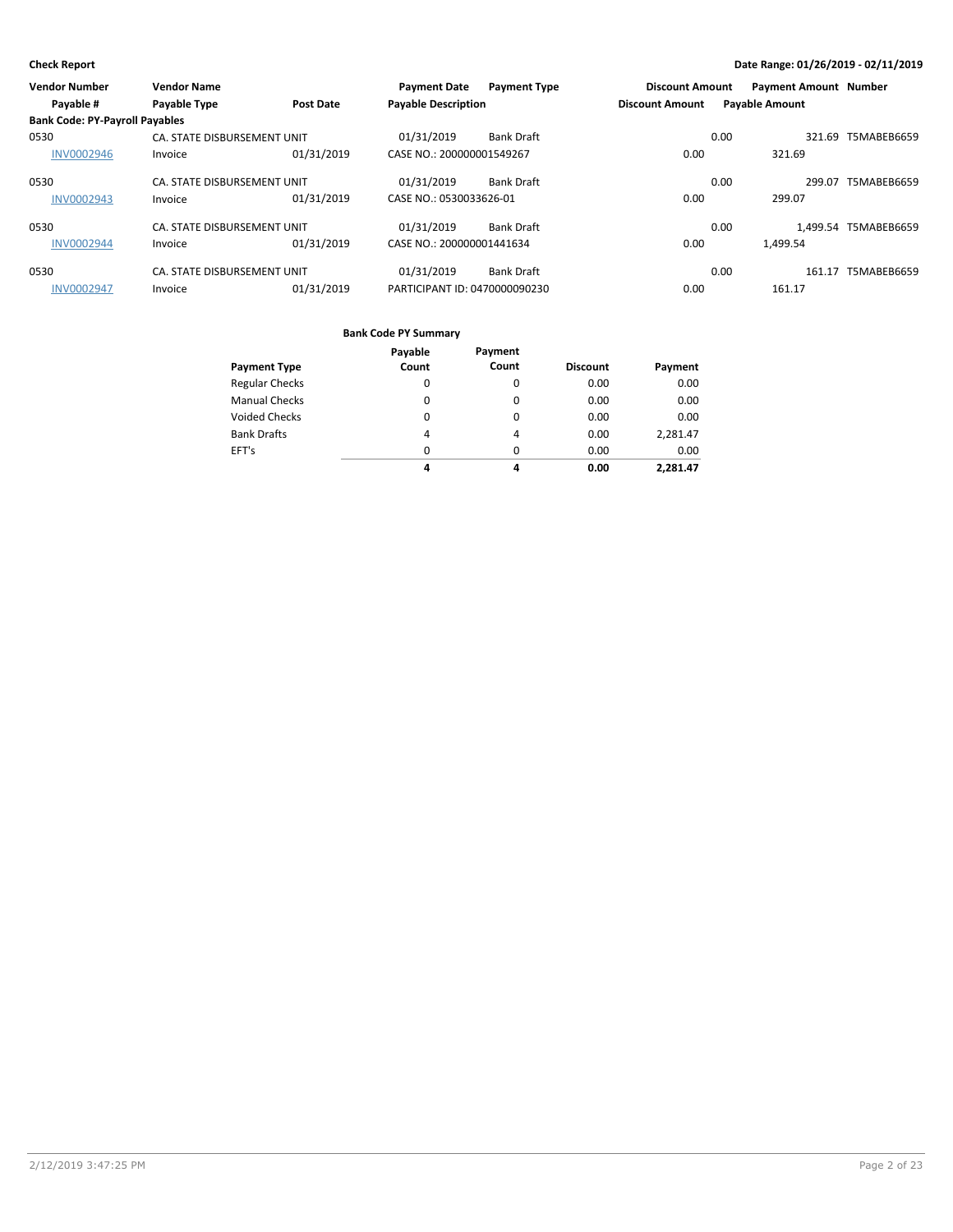**Check Report** **Date Range: 01/26/2019 - 02/11/2019**

| Vendor Number | Vendor Name | | Payment Date | Payment Type | Discount Amount | Payment Amount | Number |
|---|---|---|---|---|---|---|---|
| Payable # | Payable Type | Post Date | Payable Description | | Discount Amount | Payable Amount | |
| **Bank Code: PY-Payroll Payables** | | | | | | | |
| 0530 | CA. STATE DISBURSEMENT UNIT | | 01/31/2019 | Bank Draft | 0.00 | 321.69 | T5MABEB6659 |
| INV0002946 | Invoice | 01/31/2019 | CASE NO.: 200000001549267 | | 0.00 | 321.69 | |
| 0530 | CA. STATE DISBURSEMENT UNIT | | 01/31/2019 | Bank Draft | 0.00 | 299.07 | T5MABEB6659 |
| INV0002943 | Invoice | 01/31/2019 | CASE NO.: 0530033626-01 | | 0.00 | 299.07 | |
| 0530 | CA. STATE DISBURSEMENT UNIT | | 01/31/2019 | Bank Draft | 0.00 | 1,499.54 | T5MABEB6659 |
| INV0002944 | Invoice | 01/31/2019 | CASE NO.: 200000001441634 | | 0.00 | 1,499.54 | |
| 0530 | CA. STATE DISBURSEMENT UNIT | | 01/31/2019 | Bank Draft | 0.00 | 161.17 | T5MABEB6659 |
| INV0002947 | Invoice | 01/31/2019 | PARTICIPANT ID: 0470000090230 | | 0.00 | 161.17 | |

**Bank Code PY Summary**

| Payment Type | Payable Count | Payment Count | Discount | Payment |
|---|---|---|---|---|
| Regular Checks | 0 | 0 | 0.00 | 0.00 |
| Manual Checks | 0 | 0 | 0.00 | 0.00 |
| Voided Checks | 0 | 0 | 0.00 | 0.00 |
| Bank Drafts | 4 | 4 | 0.00 | 2,281.47 |
| EFT's | 0 | 0 | 0.00 | 0.00 |
| | **4** | **4** | **0.00** | **2,281.47** |

2/12/2019 3:47:25 PM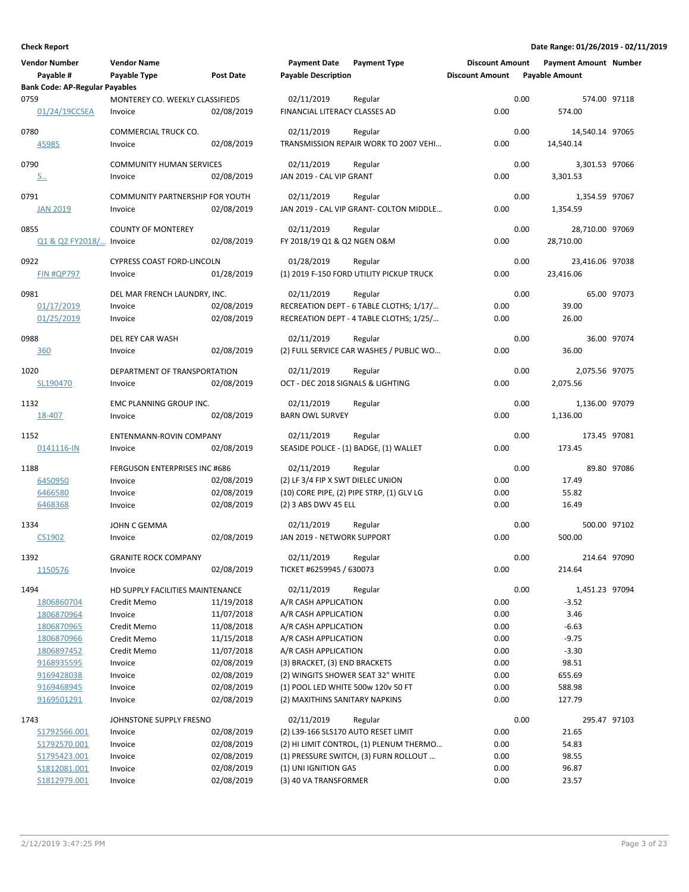**Check Report**

**Date Range: 01/26/2019 - 02/11/2019**

| Vendor Number | Vendor Name | | Payment Date | Payment Type | Discount Amount | Payment Amount | Number |
|---|---|---|---|---|---|---|---|
| Payable # | Payable Type | Post Date | Payable Description | | Discount Amount | Payable Amount | |
| **Bank Code: AP-Regular Payables** | | | | | | | |
| 0759 | MONTEREY CO. WEEKLY CLASSIFIEDS | | 02/11/2019 | Regular | 0.00 | 574.00 | 97118 |
| 01/24/19CCSEA | Invoice | 02/08/2019 | FINANCIAL LITERACY CLASSES AD | | 0.00 | 574.00 | |
| 0780 | COMMERCIAL TRUCK CO. | | 02/11/2019 | Regular | 0.00 | 14,540.14 | 97065 |
| 45985 | Invoice | 02/08/2019 | TRANSMISSION REPAIR WORK TO 2007 VEHI… | | 0.00 | 14,540.14 | |
| 0790 | COMMUNITY HUMAN SERVICES | | 02/11/2019 | Regular | 0.00 | 3,301.53 | 97066 |
| 5.. | Invoice | 02/08/2019 | JAN 2019 - CAL VIP GRANT | | 0.00 | 3,301.53 | |
| 0791 | COMMUNITY PARTNERSHIP FOR YOUTH | | 02/11/2019 | Regular | 0.00 | 1,354.59 | 97067 |
| JAN 2019 | Invoice | 02/08/2019 | JAN 2019 - CAL VIP GRANT- COLTON MIDDLE… | | 0.00 | 1,354.59 | |
| 0855 | COUNTY OF MONTEREY | | 02/11/2019 | Regular | 0.00 | 28,710.00 | 97069 |
| Q1 & Q2 FY2018/… | Invoice | 02/08/2019 | FY 2018/19 Q1 & Q2 NGEN O&M | | 0.00 | 28,710.00 | |
| 0922 | CYPRESS COAST FORD-LINCOLN | | 01/28/2019 | Regular | 0.00 | 23,416.06 | 97038 |
| FIN #QP797 | Invoice | 01/28/2019 | (1) 2019 F-150 FORD UTILITY PICKUP TRUCK | | 0.00 | 23,416.06 | |
| 0981 | DEL MAR FRENCH LAUNDRY, INC. | | 02/11/2019 | Regular | 0.00 | 65.00 | 97073 |
| 01/17/2019 | Invoice | 02/08/2019 | RECREATION DEPT - 6 TABLE CLOTHS; 1/17/… | | 0.00 | 39.00 | |
| 01/25/2019 | Invoice | 02/08/2019 | RECREATION DEPT - 4 TABLE CLOTHS; 1/25/… | | 0.00 | 26.00 | |
| 0988 | DEL REY CAR WASH | | 02/11/2019 | Regular | 0.00 | 36.00 | 97074 |
| 360 | Invoice | 02/08/2019 | (2) FULL SERVICE CAR WASHES / PUBLIC WO… | | 0.00 | 36.00 | |
| 1020 | DEPARTMENT OF TRANSPORTATION | | 02/11/2019 | Regular | 0.00 | 2,075.56 | 97075 |
| SL190470 | Invoice | 02/08/2019 | OCT - DEC 2018 SIGNALS & LIGHTING | | 0.00 | 2,075.56 | |
| 1132 | EMC PLANNING GROUP INC. | | 02/11/2019 | Regular | 0.00 | 1,136.00 | 97079 |
| 18-407 | Invoice | 02/08/2019 | BARN OWL SURVEY | | 0.00 | 1,136.00 | |
| 1152 | ENTENMANN-ROVIN COMPANY | | 02/11/2019 | Regular | 0.00 | 173.45 | 97081 |
| 0141116-IN | Invoice | 02/08/2019 | SEASIDE POLICE - (1) BADGE, (1) WALLET | | 0.00 | 173.45 | |
| 1188 | FERGUSON ENTERPRISES INC #686 | | 02/11/2019 | Regular | 0.00 | 89.80 | 97086 |
| 6450950 | Invoice | 02/08/2019 | (2) LF 3/4 FIP X SWT DIELEC UNION | | 0.00 | 17.49 | |
| 6466580 | Invoice | 02/08/2019 | (10) CORE PIPE, (2) PIPE STRP, (1) GLV LG | | 0.00 | 55.82 | |
| 6468368 | Invoice | 02/08/2019 | (2) 3 ABS DWV 45 ELL | | 0.00 | 16.49 | |
| 1334 | JOHN C GEMMA | | 02/11/2019 | Regular | 0.00 | 500.00 | 97102 |
| CS1902 | Invoice | 02/08/2019 | JAN 2019 - NETWORK SUPPORT | | 0.00 | 500.00 | |
| 1392 | GRANITE ROCK COMPANY | | 02/11/2019 | Regular | 0.00 | 214.64 | 97090 |
| 1150576 | Invoice | 02/08/2019 | TICKET #6259945 / 630073 | | 0.00 | 214.64 | |
| 1494 | HD SUPPLY FACILITIES MAINTENANCE | | 02/11/2019 | Regular | 0.00 | 1,451.23 | 97094 |
| 1806860704 | Credit Memo | 11/19/2018 | A/R CASH APPLICATION | | 0.00 | -3.52 | |
| 1806870964 | Invoice | 11/07/2018 | A/R CASH APPLICATION | | 0.00 | 3.46 | |
| 1806870965 | Credit Memo | 11/08/2018 | A/R CASH APPLICATION | | 0.00 | -6.63 | |
| 1806870966 | Credit Memo | 11/15/2018 | A/R CASH APPLICATION | | 0.00 | -9.75 | |
| 1806897452 | Credit Memo | 11/07/2018 | A/R CASH APPLICATION | | 0.00 | -3.30 | |
| 9168935595 | Invoice | 02/08/2019 | (3) BRACKET, (3) END BRACKETS | | 0.00 | 98.51 | |
| 9169428038 | Invoice | 02/08/2019 | (2) WINGITS SHOWER SEAT 32" WHITE | | 0.00 | 655.69 | |
| 9169468945 | Invoice | 02/08/2019 | (1) POOL LED WHITE 500w 120v 50 FT | | 0.00 | 588.98 | |
| 9169501291 | Invoice | 02/08/2019 | (2) MAXITHINS SANITARY NAPKINS | | 0.00 | 127.79 | |
| 1743 | JOHNSTONE SUPPLY FRESNO | | 02/11/2019 | Regular | 0.00 | 295.47 | 97103 |
| S1792566.001 | Invoice | 02/08/2019 | (2) L39-166 SLS170 AUTO RESET LIMIT | | 0.00 | 21.65 | |
| S1792570.001 | Invoice | 02/08/2019 | (2) HI LIMIT CONTROL, (1) PLENUM THERMO… | | 0.00 | 54.83 | |
| S1795423.001 | Invoice | 02/08/2019 | (1) PRESSURE SWITCH, (3) FURN ROLLOUT … | | 0.00 | 98.55 | |
| S1812081.001 | Invoice | 02/08/2019 | (1) UNI IGNITION GAS | | 0.00 | 96.87 | |
| S1812979.001 | Invoice | 02/08/2019 | (3) 40 VA TRANSFORMER | | 0.00 | 23.57 | |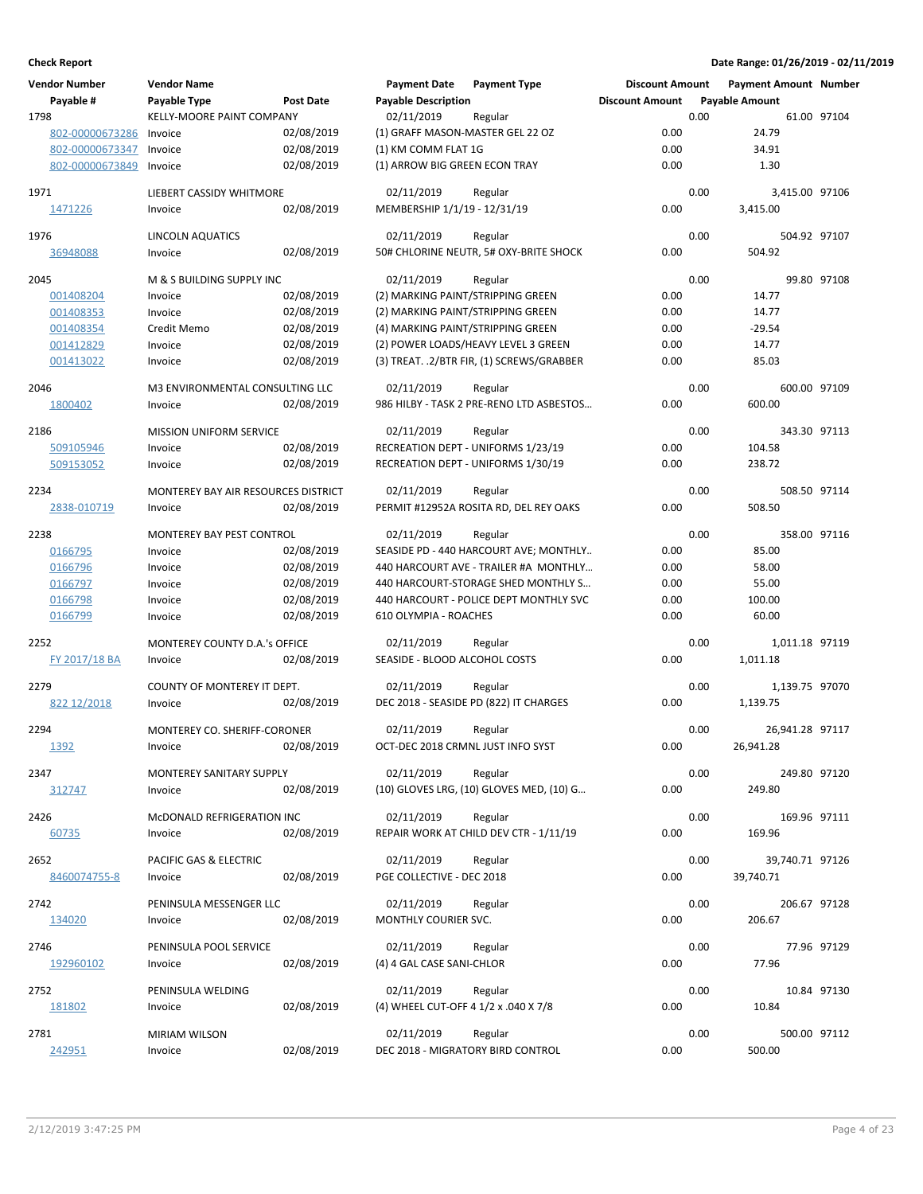**Check Report**

**Date Range: 01/26/2019 - 02/11/2019**

| Vendor Number | Vendor Name | | Payment Date | Payment Type | Discount Amount | Payment Amount | Number |
|---|---|---|---|---|---|---|---|
| Payable # | Payable Type | Post Date | Payable Description | | Discount Amount | Payable Amount | |
| 1798 | KELLY-MOORE PAINT COMPANY | | 02/11/2019 | Regular | 0.00 | 61.00 | 97104 |
| 802-00000673286 | Invoice | 02/08/2019 | (1) GRAFF MASON-MASTER GEL 22 OZ | | 0.00 | 24.79 | |
| 802-00000673347 | Invoice | 02/08/2019 | (1) KM COMM FLAT 1G | | 0.00 | 34.91 | |
| 802-00000673849 | Invoice | 02/08/2019 | (1) ARROW BIG GREEN ECON TRAY | | 0.00 | 1.30 | |
| 1971 | LIEBERT CASSIDY WHITMORE | | 02/11/2019 | Regular | 0.00 | 3,415.00 | 97106 |
| 1471226 | Invoice | 02/08/2019 | MEMBERSHIP 1/1/19 - 12/31/19 | | 0.00 | 3,415.00 | |
| 1976 | LINCOLN AQUATICS | | 02/11/2019 | Regular | 0.00 | 504.92 | 97107 |
| 36948088 | Invoice | 02/08/2019 | 50# CHLORINE NEUTR, 5# OXY-BRITE SHOCK | | 0.00 | 504.92 | |
| 2045 | M & S BUILDING SUPPLY INC | | 02/11/2019 | Regular | 0.00 | 99.80 | 97108 |
| 001408204 | Invoice | 02/08/2019 | (2) MARKING PAINT/STRIPPING GREEN | | 0.00 | 14.77 | |
| 001408353 | Invoice | 02/08/2019 | (2) MARKING PAINT/STRIPPING GREEN | | 0.00 | 14.77 | |
| 001408354 | Credit Memo | 02/08/2019 | (4) MARKING PAINT/STRIPPING GREEN | | 0.00 | -29.54 | |
| 001412829 | Invoice | 02/08/2019 | (2) POWER LOADS/HEAVY LEVEL 3 GREEN | | 0.00 | 14.77 | |
| 001413022 | Invoice | 02/08/2019 | (3) TREAT. .2/BTR FIR, (1) SCREWS/GRABBER | | 0.00 | 85.03 | |
| 2046 | M3 ENVIRONMENTAL CONSULTING LLC | | 02/11/2019 | Regular | 0.00 | 600.00 | 97109 |
| 1800402 | Invoice | 02/08/2019 | 986 HILBY - TASK 2 PRE-RENO LTD ASBESTOS... | | 0.00 | 600.00 | |
| 2186 | MISSION UNIFORM SERVICE | | 02/11/2019 | Regular | 0.00 | 343.30 | 97113 |
| 509105946 | Invoice | 02/08/2019 | RECREATION DEPT - UNIFORMS 1/23/19 | | 0.00 | 104.58 | |
| 509153052 | Invoice | 02/08/2019 | RECREATION DEPT - UNIFORMS 1/30/19 | | 0.00 | 238.72 | |
| 2234 | MONTEREY BAY AIR RESOURCES DISTRICT | | 02/11/2019 | Regular | 0.00 | 508.50 | 97114 |
| 2838-010719 | Invoice | 02/08/2019 | PERMIT #12952A ROSITA RD, DEL REY OAKS | | 0.00 | 508.50 | |
| 2238 | MONTEREY BAY PEST CONTROL | | 02/11/2019 | Regular | 0.00 | 358.00 | 97116 |
| 0166795 | Invoice | 02/08/2019 | SEASIDE PD - 440 HARCOURT AVE; MONTHLY.. | | 0.00 | 85.00 | |
| 0166796 | Invoice | 02/08/2019 | 440 HARCOURT AVE - TRAILER #A MONTHLY... | | 0.00 | 58.00 | |
| 0166797 | Invoice | 02/08/2019 | 440 HARCOURT-STORAGE SHED MONTHLY S... | | 0.00 | 55.00 | |
| 0166798 | Invoice | 02/08/2019 | 440 HARCOURT - POLICE DEPT MONTHLY SVC | | 0.00 | 100.00 | |
| 0166799 | Invoice | 02/08/2019 | 610 OLYMPIA - ROACHES | | 0.00 | 60.00 | |
| 2252 | MONTEREY COUNTY D.A.'s OFFICE | | 02/11/2019 | Regular | 0.00 | 1,011.18 | 97119 |
| FY 2017/18 BA | Invoice | 02/08/2019 | SEASIDE - BLOOD ALCOHOL COSTS | | 0.00 | 1,011.18 | |
| 2279 | COUNTY OF MONTEREY IT DEPT. | | 02/11/2019 | Regular | 0.00 | 1,139.75 | 97070 |
| 822 12/2018 | Invoice | 02/08/2019 | DEC 2018 - SEASIDE PD (822) IT CHARGES | | 0.00 | 1,139.75 | |
| 2294 | MONTEREY CO. SHERIFF-CORONER | | 02/11/2019 | Regular | 0.00 | 26,941.28 | 97117 |
| 1392 | Invoice | 02/08/2019 | OCT-DEC 2018 CRMNL JUST INFO SYST | | 0.00 | 26,941.28 | |
| 2347 | MONTEREY SANITARY SUPPLY | | 02/11/2019 | Regular | 0.00 | 249.80 | 97120 |
| 312747 | Invoice | 02/08/2019 | (10) GLOVES LRG, (10) GLOVES MED, (10) G... | | 0.00 | 249.80 | |
| 2426 | McDONALD REFRIGERATION INC | | 02/11/2019 | Regular | 0.00 | 169.96 | 97111 |
| 60735 | Invoice | 02/08/2019 | REPAIR WORK AT CHILD DEV CTR - 1/11/19 | | 0.00 | 169.96 | |
| 2652 | PACIFIC GAS & ELECTRIC | | 02/11/2019 | Regular | 0.00 | 39,740.71 | 97126 |
| 8460074755-8 | Invoice | 02/08/2019 | PGE COLLECTIVE - DEC 2018 | | 0.00 | 39,740.71 | |
| 2742 | PENINSULA MESSENGER LLC | | 02/11/2019 | Regular | 0.00 | 206.67 | 97128 |
| 134020 | Invoice | 02/08/2019 | MONTHLY COURIER SVC. | | 0.00 | 206.67 | |
| 2746 | PENINSULA POOL SERVICE | | 02/11/2019 | Regular | 0.00 | 77.96 | 97129 |
| 192960102 | Invoice | 02/08/2019 | (4) 4 GAL CASE SANI-CHLOR | | 0.00 | 77.96 | |
| 2752 | PENINSULA WELDING | | 02/11/2019 | Regular | 0.00 | 10.84 | 97130 |
| 181802 | Invoice | 02/08/2019 | (4) WHEEL CUT-OFF 4 1/2 x .040 X 7/8 | | 0.00 | 10.84 | |
| 2781 | MIRIAM WILSON | | 02/11/2019 | Regular | 0.00 | 500.00 | 97112 |
| 242951 | Invoice | 02/08/2019 | DEC 2018 - MIGRATORY BIRD CONTROL | | 0.00 | 500.00 | |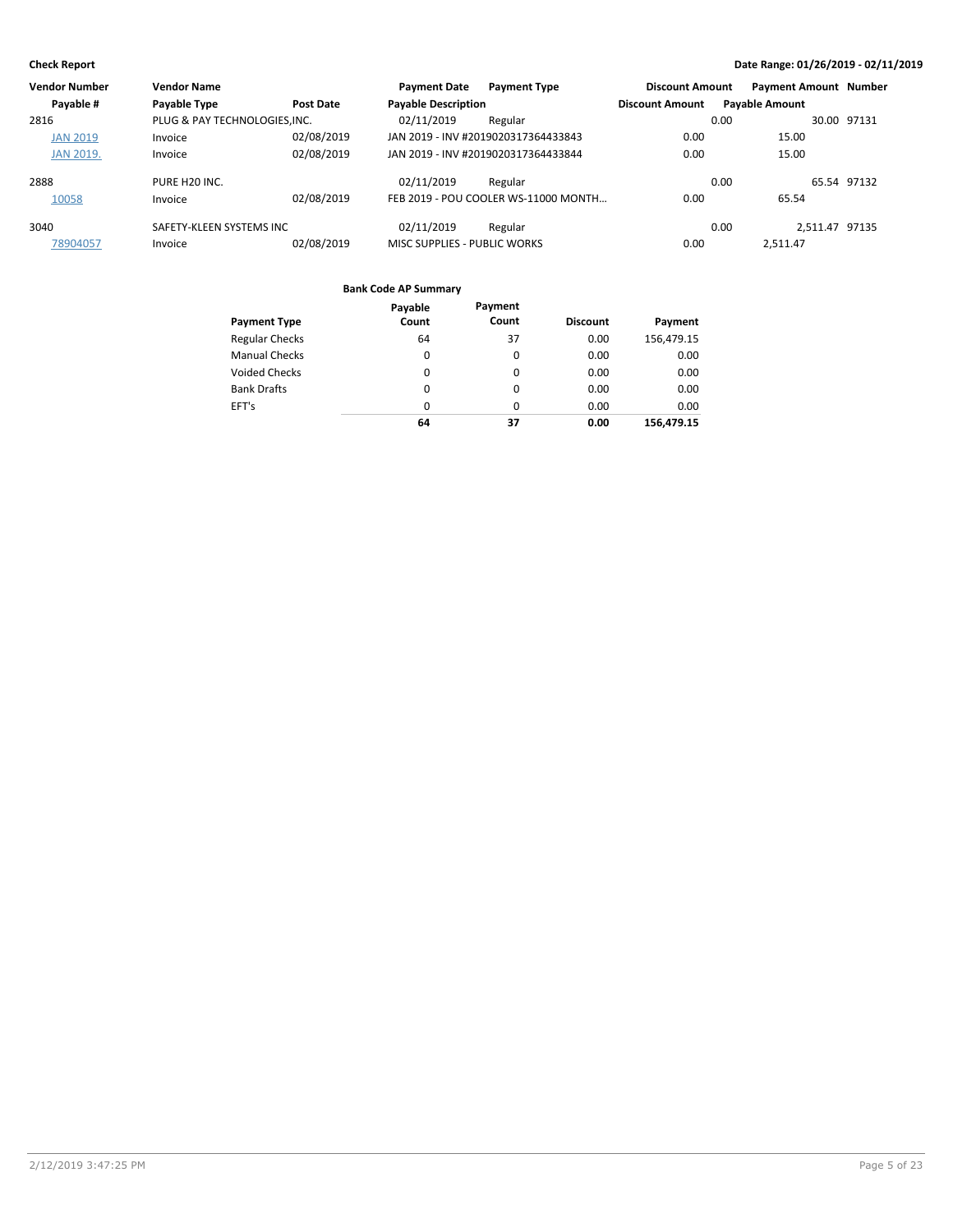**Check Report** — Date Range: 01/26/2019 - 02/11/2019

| Vendor Number | Vendor Name | | Payment Date | Payment Type | Discount Amount | Payment Amount | Number |
|---|---|---|---|---|---|---|---|
| Payable # | Payable Type | Post Date | Payable Description | | Discount Amount | Payable Amount | |
| 2816 | PLUG & PAY TECHNOLOGIES,INC. | | 02/11/2019 | Regular | 0.00 | 30.00 | 97131 |
| JAN 2019 | Invoice | 02/08/2019 | JAN 2019 - INV #2019020317364433843 | | 0.00 | 15.00 | |
| JAN 2019. | Invoice | 02/08/2019 | JAN 2019 - INV #2019020317364433844 | | 0.00 | 15.00 | |
| 2888 | PURE H20 INC. | | 02/11/2019 | Regular | 0.00 | 65.54 | 97132 |
| 10058 | Invoice | 02/08/2019 | FEB 2019 - POU COOLER WS-11000 MONTH… | | 0.00 | 65.54 | |
| 3040 | SAFETY-KLEEN SYSTEMS INC | | 02/11/2019 | Regular | 0.00 | 2,511.47 | 97135 |
| 78904057 | Invoice | 02/08/2019 | MISC SUPPLIES - PUBLIC WORKS | | 0.00 | 2,511.47 | |

**Bank Code AP Summary**

| Payment Type | Payable Count | Payment Count | Discount | Payment |
|---|---|---|---|---|
| Regular Checks | 64 | 37 | 0.00 | 156,479.15 |
| Manual Checks | 0 | 0 | 0.00 | 0.00 |
| Voided Checks | 0 | 0 | 0.00 | 0.00 |
| Bank Drafts | 0 | 0 | 0.00 | 0.00 |
| EFT's | 0 | 0 | 0.00 | 0.00 |
| | **64** | **37** | **0.00** | **156,479.15** |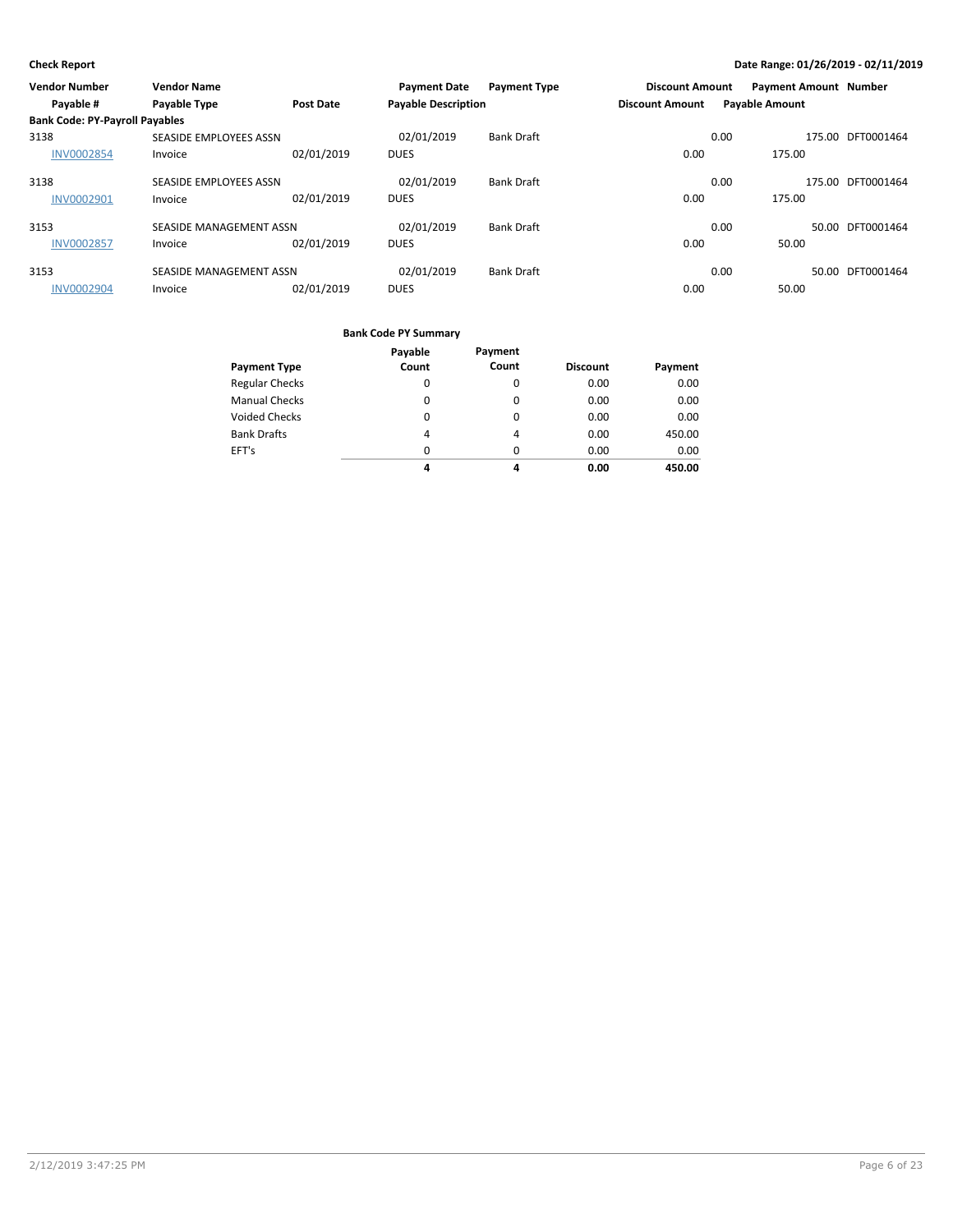**Check Report** **Date Range: 01/26/2019 - 02/11/2019**

| Vendor Number | Vendor Name | | Payment Date | Payment Type | Discount Amount | Payment Amount | Number |
|---|---|---|---|---|---|---|---|
| Payable # | Payable Type | Post Date | Payable Description | | Discount Amount | Payable Amount | |
| **Bank Code: PY-Payroll Payables** | | | | | | | |
| 3138 | SEASIDE EMPLOYEES ASSN | | 02/01/2019 | Bank Draft | 0.00 | 175.00 | DFT0001464 |
| INV0002854 | Invoice | 02/01/2019 | DUES | | 0.00 | 175.00 | |
| 3138 | SEASIDE EMPLOYEES ASSN | | 02/01/2019 | Bank Draft | 0.00 | 175.00 | DFT0001464 |
| INV0002901 | Invoice | 02/01/2019 | DUES | | 0.00 | 175.00 | |
| 3153 | SEASIDE MANAGEMENT ASSN | | 02/01/2019 | Bank Draft | 0.00 | 50.00 | DFT0001464 |
| INV0002857 | Invoice | 02/01/2019 | DUES | | 0.00 | 50.00 | |
| 3153 | SEASIDE MANAGEMENT ASSN | | 02/01/2019 | Bank Draft | 0.00 | 50.00 | DFT0001464 |
| INV0002904 | Invoice | 02/01/2019 | DUES | | 0.00 | 50.00 | |

**Bank Code PY Summary**

| Payment Type | Payable Count | Payment Count | Discount | Payment |
|---|---|---|---|---|
| Regular Checks | 0 | 0 | 0.00 | 0.00 |
| Manual Checks | 0 | 0 | 0.00 | 0.00 |
| Voided Checks | 0 | 0 | 0.00 | 0.00 |
| Bank Drafts | 4 | 4 | 0.00 | 450.00 |
| EFT's | 0 | 0 | 0.00 | 0.00 |
| | **4** | **4** | **0.00** | **450.00** |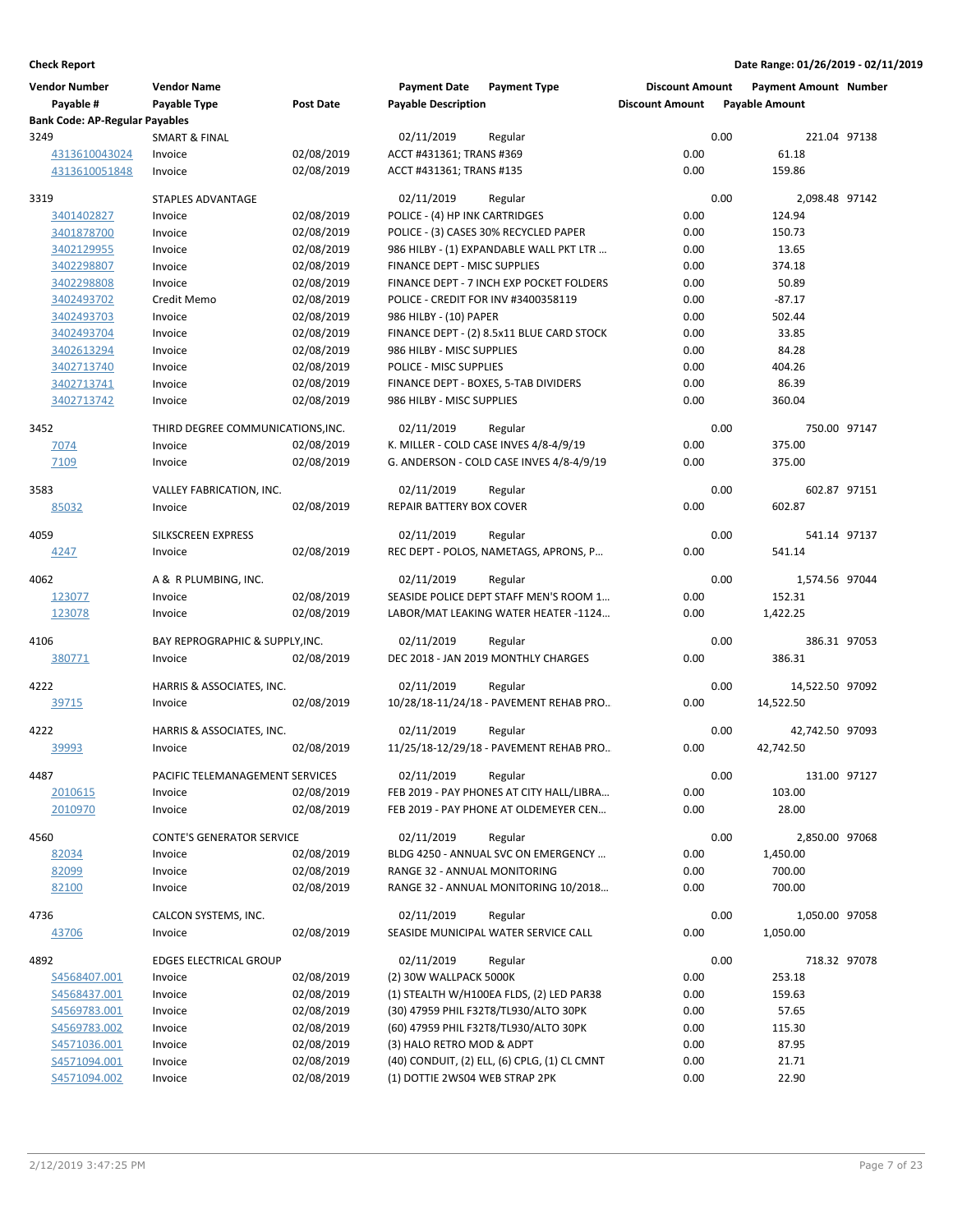**Check Report** | **Date Range: 01/26/2019 - 02/11/2019**

| Vendor Number | Vendor Name | | Payment Date | Payment Type | Discount Amount | Payment Amount | Number |
|---|---|---|---|---|---|---|---|
| Payable # | Payable Type | Post Date | Payable Description | | Discount Amount | Payable Amount | |
| **Bank Code: AP-Regular Payables** | | | | | | | |
| 3249 | SMART & FINAL | | 02/11/2019 | Regular | 0.00 | 221.04 | 97138 |
| 4313610043024 | Invoice | 02/08/2019 | ACCT #431361; TRANS #369 | | 0.00 | 61.18 | |
| 4313610051848 | Invoice | 02/08/2019 | ACCT #431361; TRANS #135 | | 0.00 | 159.86 | |
| 3319 | STAPLES ADVANTAGE | | 02/11/2019 | Regular | 0.00 | 2,098.48 | 97142 |
| 3401402827 | Invoice | 02/08/2019 | POLICE - (4) HP INK CARTRIDGES | | 0.00 | 124.94 | |
| 3401878700 | Invoice | 02/08/2019 | POLICE - (3) CASES 30% RECYCLED PAPER | | 0.00 | 150.73 | |
| 3402129955 | Invoice | 02/08/2019 | 986 HILBY - (1) EXPANDABLE WALL PKT LTR ... | | 0.00 | 13.65 | |
| 3402298807 | Invoice | 02/08/2019 | FINANCE DEPT - MISC SUPPLIES | | 0.00 | 374.18 | |
| 3402298808 | Invoice | 02/08/2019 | FINANCE DEPT - 7 INCH EXP POCKET FOLDERS | | 0.00 | 50.89 | |
| 3402493702 | Credit Memo | 02/08/2019 | POLICE - CREDIT FOR INV #3400358119 | | 0.00 | -87.17 | |
| 3402493703 | Invoice | 02/08/2019 | 986 HILBY - (10) PAPER | | 0.00 | 502.44 | |
| 3402493704 | Invoice | 02/08/2019 | FINANCE DEPT - (2) 8.5x11 BLUE CARD STOCK | | 0.00 | 33.85 | |
| 3402613294 | Invoice | 02/08/2019 | 986 HILBY - MISC SUPPLIES | | 0.00 | 84.28 | |
| 3402713740 | Invoice | 02/08/2019 | POLICE - MISC SUPPLIES | | 0.00 | 404.26 | |
| 3402713741 | Invoice | 02/08/2019 | FINANCE DEPT - BOXES, 5-TAB DIVIDERS | | 0.00 | 86.39 | |
| 3402713742 | Invoice | 02/08/2019 | 986 HILBY - MISC SUPPLIES | | 0.00 | 360.04 | |
| 3452 | THIRD DEGREE COMMUNICATIONS,INC. | | 02/11/2019 | Regular | 0.00 | 750.00 | 97147 |
| 7074 | Invoice | 02/08/2019 | K. MILLER - COLD CASE INVES 4/8-4/9/19 | | 0.00 | 375.00 | |
| 7109 | Invoice | 02/08/2019 | G. ANDERSON - COLD CASE INVES 4/8-4/9/19 | | 0.00 | 375.00 | |
| 3583 | VALLEY FABRICATION, INC. | | 02/11/2019 | Regular | 0.00 | 602.87 | 97151 |
| 85032 | Invoice | 02/08/2019 | REPAIR BATTERY BOX COVER | | 0.00 | 602.87 | |
| 4059 | SILKSCREEN EXPRESS | | 02/11/2019 | Regular | 0.00 | 541.14 | 97137 |
| 4247 | Invoice | 02/08/2019 | REC DEPT - POLOS, NAMETAGS, APRONS, P... | | 0.00 | 541.14 | |
| 4062 | A & R PLUMBING, INC. | | 02/11/2019 | Regular | 0.00 | 1,574.56 | 97044 |
| 123077 | Invoice | 02/08/2019 | SEASIDE POLICE DEPT STAFF MEN'S ROOM 1... | | 0.00 | 152.31 | |
| 123078 | Invoice | 02/08/2019 | LABOR/MAT LEAKING WATER HEATER -1124... | | 0.00 | 1,422.25 | |
| 4106 | BAY REPROGRAPHIC & SUPPLY,INC. | | 02/11/2019 | Regular | 0.00 | 386.31 | 97053 |
| 380771 | Invoice | 02/08/2019 | DEC 2018 - JAN 2019 MONTHLY CHARGES | | 0.00 | 386.31 | |
| 4222 | HARRIS & ASSOCIATES, INC. | | 02/11/2019 | Regular | 0.00 | 14,522.50 | 97092 |
| 39715 | Invoice | 02/08/2019 | 10/28/18-11/24/18 - PAVEMENT REHAB PRO... | | 0.00 | 14,522.50 | |
| 4222 | HARRIS & ASSOCIATES, INC. | | 02/11/2019 | Regular | 0.00 | 42,742.50 | 97093 |
| 39993 | Invoice | 02/08/2019 | 11/25/18-12/29/18 - PAVEMENT REHAB PRO... | | 0.00 | 42,742.50 | |
| 4487 | PACIFIC TELEMANAGEMENT SERVICES | | 02/11/2019 | Regular | 0.00 | 131.00 | 97127 |
| 2010615 | Invoice | 02/08/2019 | FEB 2019 - PAY PHONES AT CITY HALL/LIBRA... | | 0.00 | 103.00 | |
| 2010970 | Invoice | 02/08/2019 | FEB 2019 - PAY PHONE AT OLDEMEYER CEN... | | 0.00 | 28.00 | |
| 4560 | CONTE'S GENERATOR SERVICE | | 02/11/2019 | Regular | 0.00 | 2,850.00 | 97068 |
| 82034 | Invoice | 02/08/2019 | BLDG 4250 - ANNUAL SVC ON EMERGENCY ... | | 0.00 | 1,450.00 | |
| 82099 | Invoice | 02/08/2019 | RANGE 32 - ANNUAL MONITORING | | 0.00 | 700.00 | |
| 82100 | Invoice | 02/08/2019 | RANGE 32 - ANNUAL MONITORING 10/2018... | | 0.00 | 700.00 | |
| 4736 | CALCON SYSTEMS, INC. | | 02/11/2019 | Regular | 0.00 | 1,050.00 | 97058 |
| 43706 | Invoice | 02/08/2019 | SEASIDE MUNICIPAL WATER SERVICE CALL | | 0.00 | 1,050.00 | |
| 4892 | EDGES ELECTRICAL GROUP | | 02/11/2019 | Regular | 0.00 | 718.32 | 97078 |
| S4568407.001 | Invoice | 02/08/2019 | (2) 30W WALLPACK 5000K | | 0.00 | 253.18 | |
| S4568437.001 | Invoice | 02/08/2019 | (1) STEALTH W/H100EA FLDS, (2) LED PAR38 | | 0.00 | 159.63 | |
| S4569783.001 | Invoice | 02/08/2019 | (30) 47959 PHIL F32T8/TL930/ALTO 30PK | | 0.00 | 57.65 | |
| S4569783.002 | Invoice | 02/08/2019 | (60) 47959 PHIL F32T8/TL930/ALTO 30PK | | 0.00 | 115.30 | |
| S4571036.001 | Invoice | 02/08/2019 | (3) HALO RETRO MOD & ADPT | | 0.00 | 87.95 | |
| S4571094.001 | Invoice | 02/08/2019 | (40) CONDUIT, (2) ELL, (6) CPLG, (1) CL CMNT | | 0.00 | 21.71 | |
| S4571094.002 | Invoice | 02/08/2019 | (1) DOTTIE 2WS04 WEB STRAP 2PK | | 0.00 | 22.90 | |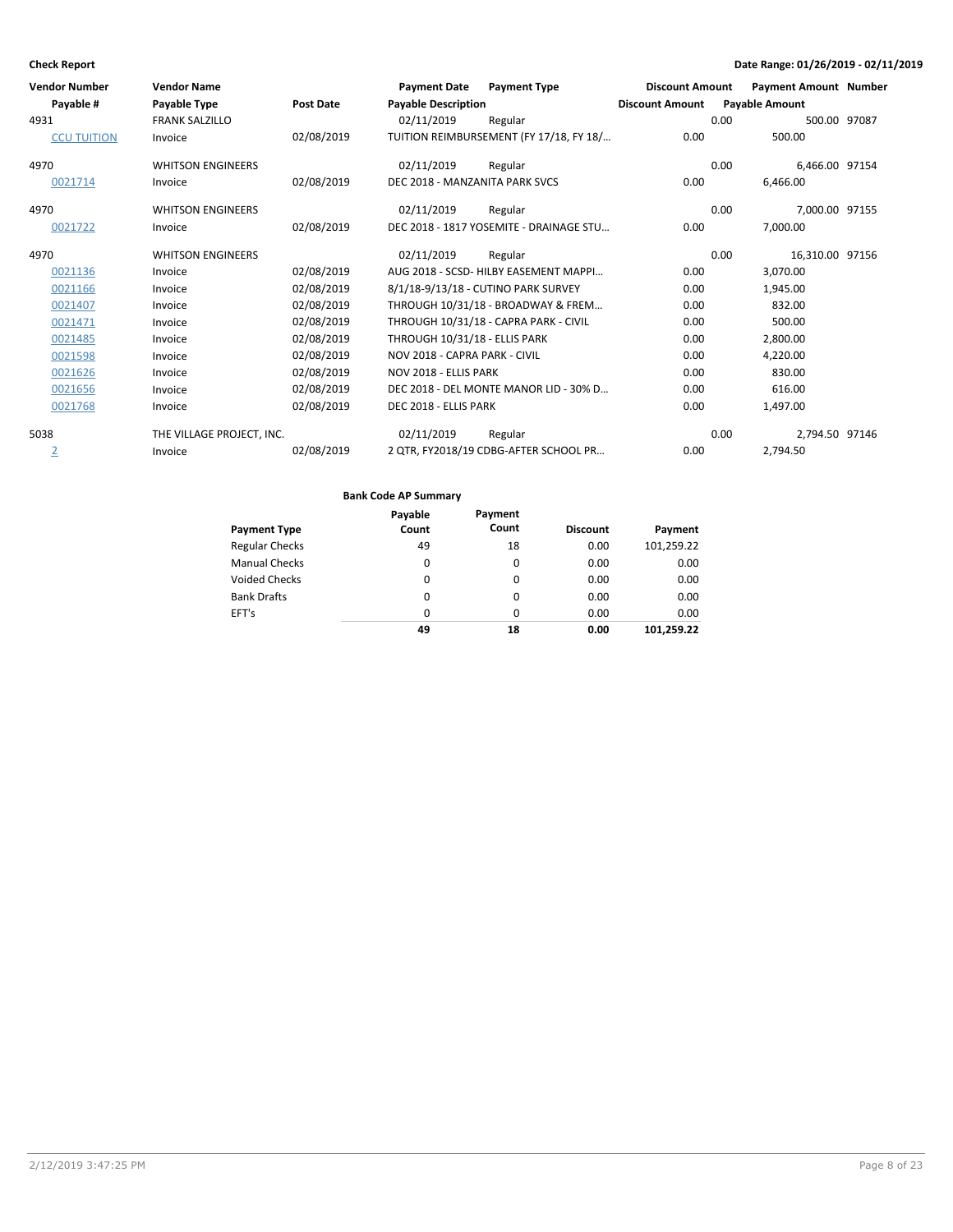**Check Report** **Date Range: 01/26/2019 - 02/11/2019**

| Vendor Number | Vendor Name | | Payment Date | Payment Type | Discount Amount | Payment Amount | Number |
|---|---|---|---|---|---|---|---|
| Payable # | Payable Type | Post Date | Payable Description | | Discount Amount | Payable Amount | |
| 4931 | FRANK SALZILLO | | 02/11/2019 | Regular | 0.00 | 500.00 | 97087 |
| CCU TUITION | Invoice | 02/08/2019 | TUITION REIMBURSEMENT (FY 17/18, FY 18/… | | 0.00 | 500.00 | |
| 4970 | WHITSON ENGINEERS | | 02/11/2019 | Regular | 0.00 | 6,466.00 | 97154 |
| 0021714 | Invoice | 02/08/2019 | DEC 2018 - MANZANITA PARK SVCS | | 0.00 | 6,466.00 | |
| 4970 | WHITSON ENGINEERS | | 02/11/2019 | Regular | 0.00 | 7,000.00 | 97155 |
| 0021722 | Invoice | 02/08/2019 | DEC 2018 - 1817 YOSEMITE - DRAINAGE STU… | | 0.00 | 7,000.00 | |
| 4970 | WHITSON ENGINEERS | | 02/11/2019 | Regular | 0.00 | 16,310.00 | 97156 |
| 0021136 | Invoice | 02/08/2019 | AUG 2018 - SCSD- HILBY EASEMENT MAPPI… | | 0.00 | 3,070.00 | |
| 0021166 | Invoice | 02/08/2019 | 8/1/18-9/13/18 - CUTINO PARK SURVEY | | 0.00 | 1,945.00 | |
| 0021407 | Invoice | 02/08/2019 | THROUGH 10/31/18 - BROADWAY & FREM… | | 0.00 | 832.00 | |
| 0021471 | Invoice | 02/08/2019 | THROUGH 10/31/18 - CAPRA PARK - CIVIL | | 0.00 | 500.00 | |
| 0021485 | Invoice | 02/08/2019 | THROUGH 10/31/18 - ELLIS PARK | | 0.00 | 2,800.00 | |
| 0021598 | Invoice | 02/08/2019 | NOV 2018 - CAPRA PARK - CIVIL | | 0.00 | 4,220.00 | |
| 0021626 | Invoice | 02/08/2019 | NOV 2018 - ELLIS PARK | | 0.00 | 830.00 | |
| 0021656 | Invoice | 02/08/2019 | DEC 2018 - DEL MONTE MANOR LID - 30% D… | | 0.00 | 616.00 | |
| 0021768 | Invoice | 02/08/2019 | DEC 2018 - ELLIS PARK | | 0.00 | 1,497.00 | |
| 5038 | THE VILLAGE PROJECT, INC. | | 02/11/2019 | Regular | 0.00 | 2,794.50 | 97146 |
| 2 | Invoice | 02/08/2019 | 2 QTR, FY2018/19 CDBG-AFTER SCHOOL PR… | | 0.00 | 2,794.50 | |

**Bank Code AP Summary**

| Payment Type | Payable Count | Payment Count | Discount | Payment |
|---|---|---|---|---|
| Regular Checks | 49 | 18 | 0.00 | 101,259.22 |
| Manual Checks | 0 | 0 | 0.00 | 0.00 |
| Voided Checks | 0 | 0 | 0.00 | 0.00 |
| Bank Drafts | 0 | 0 | 0.00 | 0.00 |
| EFT's | 0 | 0 | 0.00 | 0.00 |
| | **49** | **18** | **0.00** | **101,259.22** |

2/12/2019 3:47:25 PM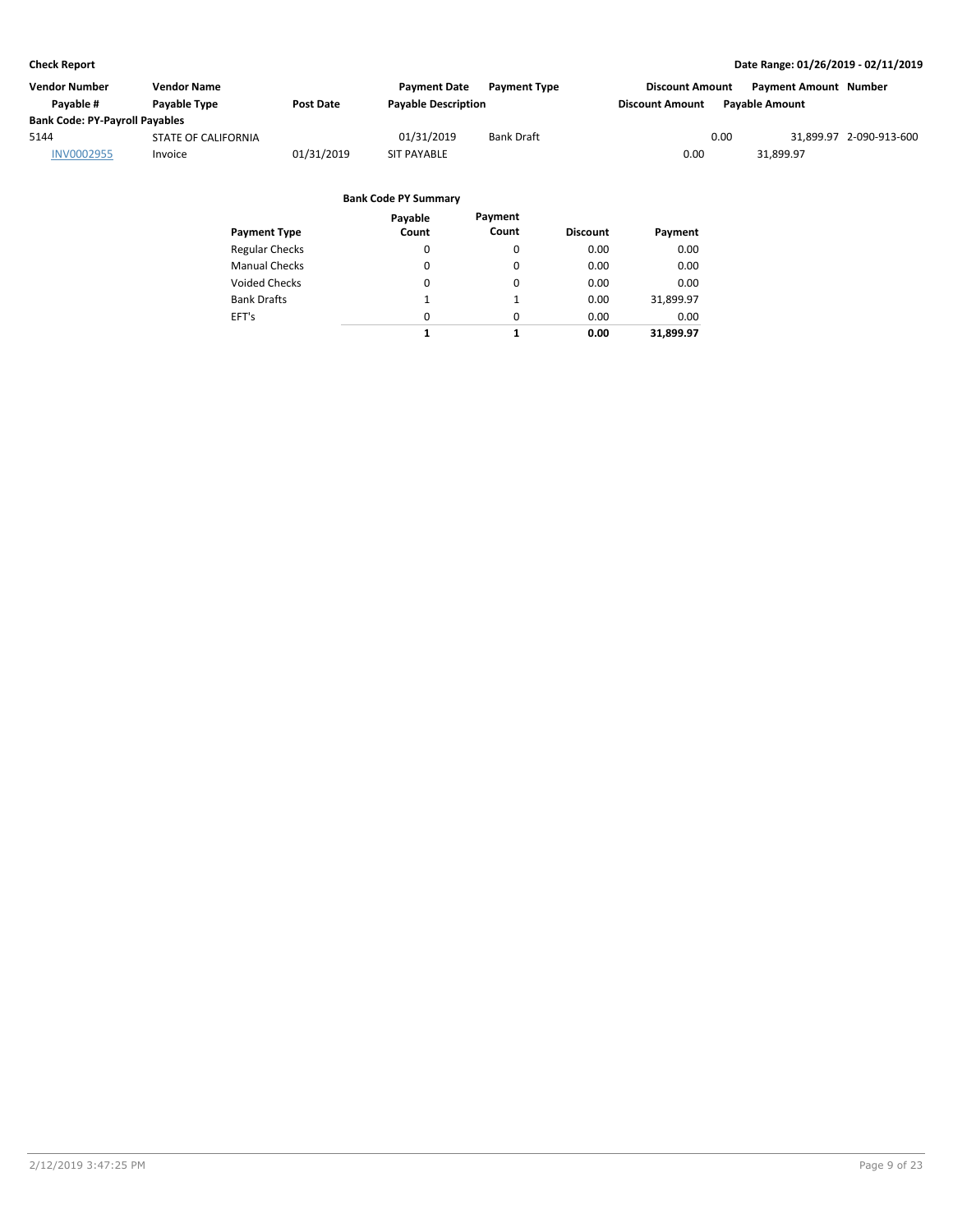| Vendor Number | Vendor Name | | Payment Date | Payment Type | Discount Amount | Payment Amount | Number |
|---|---|---|---|---|---|---|---|
| Payable # | Payable Type | Post Date | Payable Description | | Discount Amount | Payable Amount | |
| **Bank Code: PY-Payroll Payables** | | | | | | | |
| 5144 | STATE OF CALIFORNIA | | 01/31/2019 | Bank Draft | 0.00 | 31,899.97 | 2-090-913-600 |
| INV0002955 | Invoice | 01/31/2019 | SIT PAYABLE | | 0.00 | 31,899.97 | |

**Bank Code PY Summary**

| Payment Type | Payable Count | Payment Count | Discount | Payment |
|---|---|---|---|---|
| Regular Checks | 0 | 0 | 0.00 | 0.00 |
| Manual Checks | 0 | 0 | 0.00 | 0.00 |
| Voided Checks | 0 | 0 | 0.00 | 0.00 |
| Bank Drafts | 1 | 1 | 0.00 | 31,899.97 |
| EFT's | 0 | 0 | 0.00 | 0.00 |
| | **1** | **1** | **0.00** | **31,899.97** |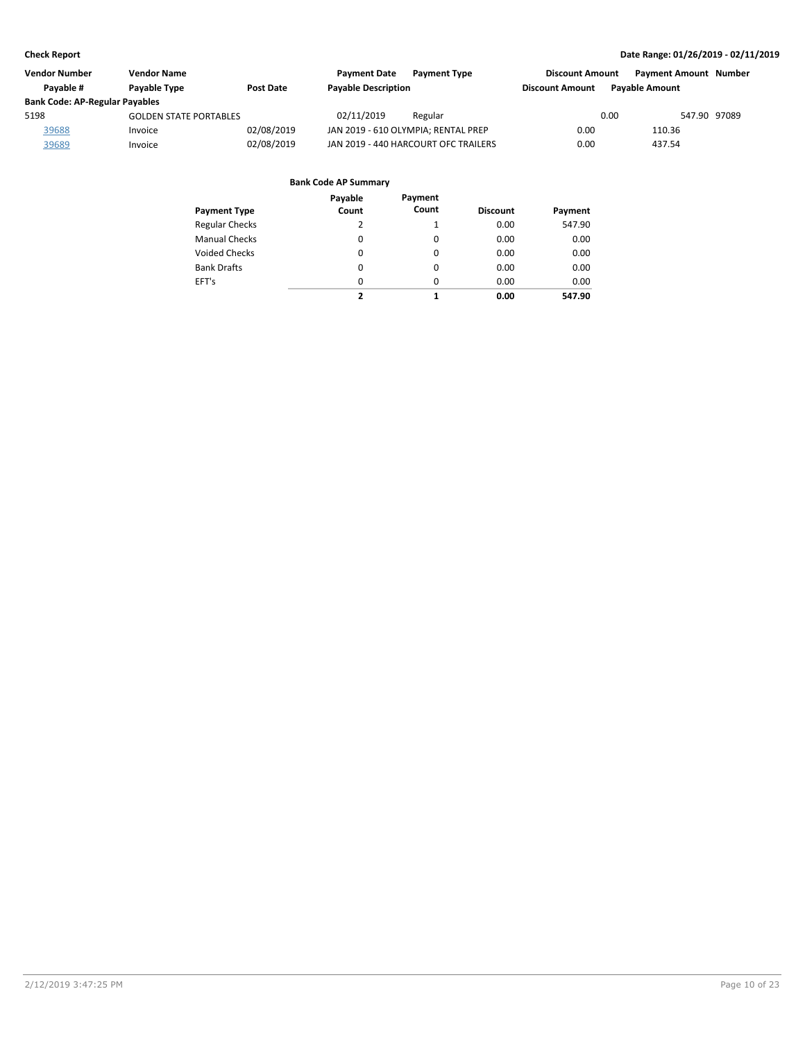**Check Report** **Date Range: 01/26/2019 - 02/11/2019**

| Vendor Number | Vendor Name | | Payment Date | Payment Type | Discount Amount | Payment Amount | Number |
|---|---|---|---|---|---|---|---|
| Payable # | Payable Type | Post Date | Payable Description | | Discount Amount | Payable Amount | |
| **Bank Code: AP-Regular Payables** | | | | | | | |
| 5198 | GOLDEN STATE PORTABLES | | 02/11/2019 | Regular | 0.00 | 547.90 | 97089 |
| 39688 | Invoice | 02/08/2019 | JAN 2019 - 610 OLYMPIA; RENTAL PREP | | 0.00 | 110.36 | |
| 39689 | Invoice | 02/08/2019 | JAN 2019 - 440 HARCOURT OFC TRAILERS | | 0.00 | 437.54 | |

**Bank Code AP Summary**

| Payment Type | Payable Count | Payment Count | Discount | Payment |
|---|---|---|---|---|
| Regular Checks | 2 | 1 | 0.00 | 547.90 |
| Manual Checks | 0 | 0 | 0.00 | 0.00 |
| Voided Checks | 0 | 0 | 0.00 | 0.00 |
| Bank Drafts | 0 | 0 | 0.00 | 0.00 |
| EFT's | 0 | 0 | 0.00 | 0.00 |
| | **2** | **1** | **0.00** | **547.90** |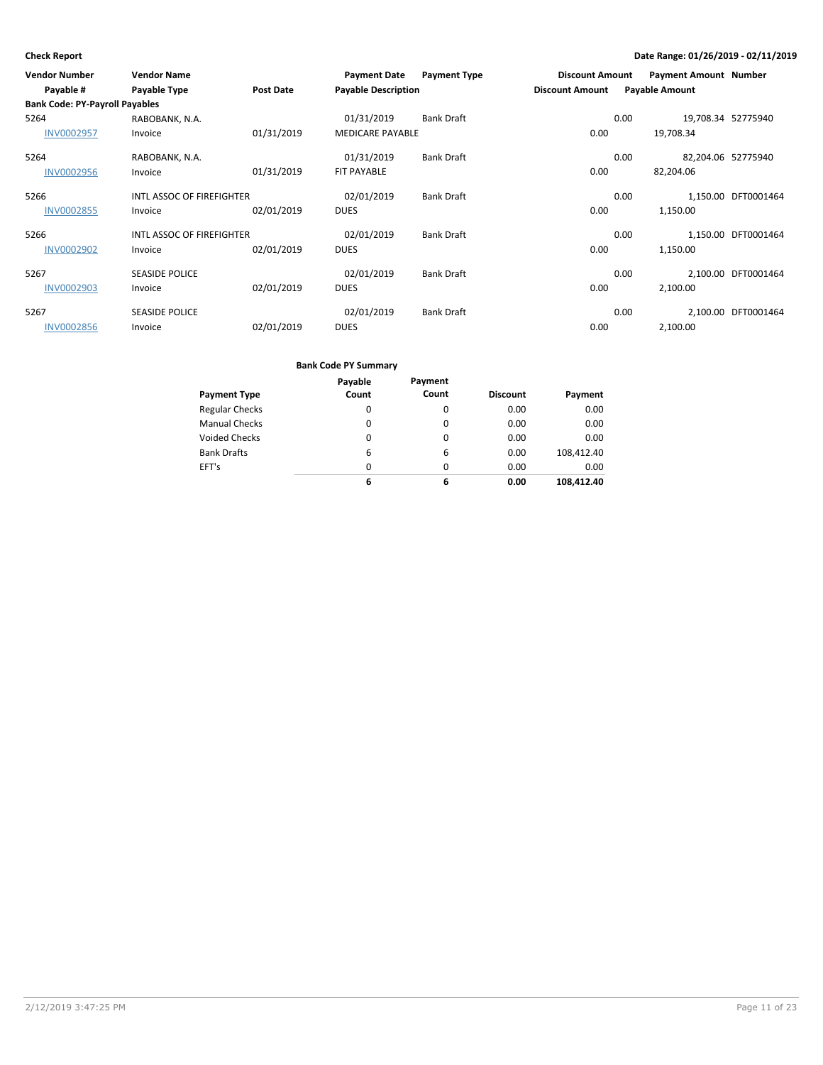**Check Report**

**Date Range: 01/26/2019 - 02/11/2019**

| Vendor Number<br>Payable # | Vendor Name<br>Payable Type | Post Date | Payment Date<br>Payable Description | Payment Type | Discount Amount<br>Discount Amount | Payment Amount<br>Payable Amount | Number |
|---|---|---|---|---|---|---|---|
| **Bank Code: PY-Payroll Payables** | | | | | | | |
| 5264 | RABOBANK, N.A. | | 01/31/2019 | Bank Draft | 0.00 | 19,708.34 | 52775940 |
| INV0002957 | Invoice | 01/31/2019 | MEDICARE PAYABLE | | 0.00 | 19,708.34 | |
| 5264 | RABOBANK, N.A. | | 01/31/2019 | Bank Draft | 0.00 | 82,204.06 | 52775940 |
| INV0002956 | Invoice | 01/31/2019 | FIT PAYABLE | | 0.00 | 82,204.06 | |
| 5266 | INTL ASSOC OF FIREFIGHTER | | 02/01/2019 | Bank Draft | 0.00 | 1,150.00 | DFT0001464 |
| INV0002855 | Invoice | 02/01/2019 | DUES | | 0.00 | 1,150.00 | |
| 5266 | INTL ASSOC OF FIREFIGHTER | | 02/01/2019 | Bank Draft | 0.00 | 1,150.00 | DFT0001464 |
| INV0002902 | Invoice | 02/01/2019 | DUES | | 0.00 | 1,150.00 | |
| 5267 | SEASIDE POLICE | | 02/01/2019 | Bank Draft | 0.00 | 2,100.00 | DFT0001464 |
| INV0002903 | Invoice | 02/01/2019 | DUES | | 0.00 | 2,100.00 | |
| 5267 | SEASIDE POLICE | | 02/01/2019 | Bank Draft | 0.00 | 2,100.00 | DFT0001464 |
| INV0002856 | Invoice | 02/01/2019 | DUES | | 0.00 | 2,100.00 | |

**Bank Code PY Summary**

| Payment Type | Payable Count | Payment Count | Discount | Payment |
|---|---|---|---|---|
| Regular Checks | 0 | 0 | 0.00 | 0.00 |
| Manual Checks | 0 | 0 | 0.00 | 0.00 |
| Voided Checks | 0 | 0 | 0.00 | 0.00 |
| Bank Drafts | 6 | 6 | 0.00 | 108,412.40 |
| EFT's | 0 | 0 | 0.00 | 0.00 |
| | **6** | **6** | **0.00** | **108,412.40** |

2/12/2019 3:47:25 PM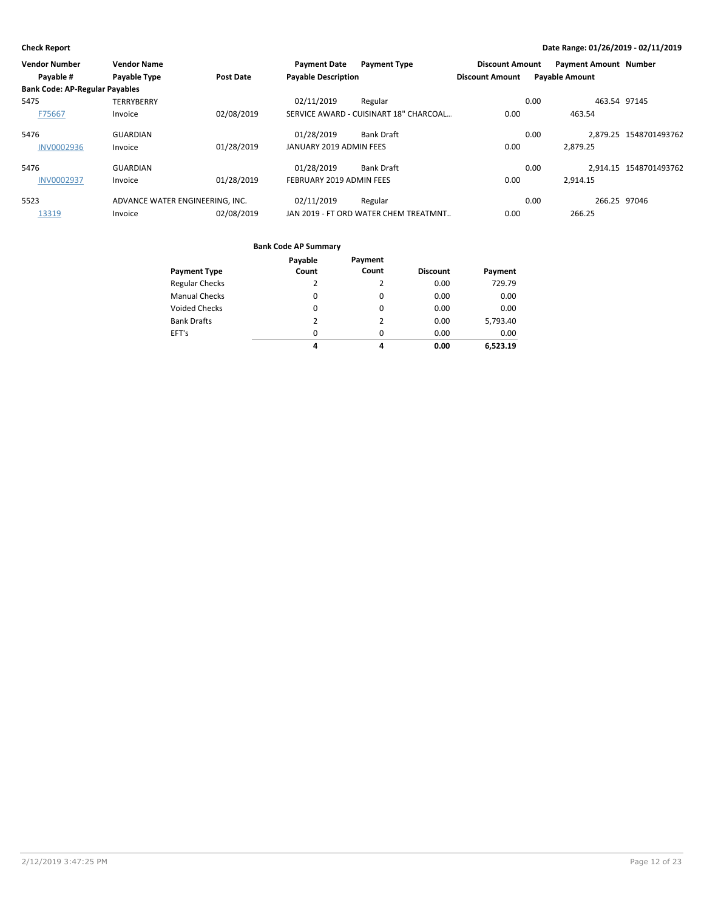**Check Report**

**Date Range: 01/26/2019 - 02/11/2019**

| Vendor Number | Vendor Name | | Payment Date | Payment Type | Discount Amount | Payment Amount | Number |
|---|---|---|---|---|---|---|---|
| Payable # | Payable Type | Post Date | Payable Description | | Discount Amount | Payable Amount | |
| **Bank Code: AP-Regular Payables** | | | | | | | |
| 5475 | TERRYBERRY | | 02/11/2019 | Regular | 0.00 | 463.54 | 97145 |
| F75667 | Invoice | 02/08/2019 | SERVICE AWARD - CUISINART 18" CHARCOAL... | | 0.00 | 463.54 | |
| 5476 | GUARDIAN | | 01/28/2019 | Bank Draft | 0.00 | 2,879.25 | 1548701493762 |
| INV0002936 | Invoice | 01/28/2019 | JANUARY 2019 ADMIN FEES | | 0.00 | 2,879.25 | |
| 5476 | GUARDIAN | | 01/28/2019 | Bank Draft | 0.00 | 2,914.15 | 1548701493762 |
| INV0002937 | Invoice | 01/28/2019 | FEBRUARY 2019 ADMIN FEES | | 0.00 | 2,914.15 | |
| 5523 | ADVANCE WATER ENGINEERING, INC. | | 02/11/2019 | Regular | 0.00 | 266.25 | 97046 |
| 13319 | Invoice | 02/08/2019 | JAN 2019 - FT ORD WATER CHEM TREATMNT... | | 0.00 | 266.25 | |

**Bank Code AP Summary**

| Payment Type | Payable Count | Payment Count | Discount | Payment |
|---|---|---|---|---|
| Regular Checks | 2 | 2 | 0.00 | 729.79 |
| Manual Checks | 0 | 0 | 0.00 | 0.00 |
| Voided Checks | 0 | 0 | 0.00 | 0.00 |
| Bank Drafts | 2 | 2 | 0.00 | 5,793.40 |
| EFT's | 0 | 0 | 0.00 | 0.00 |
| | **4** | **4** | **0.00** | **6,523.19** |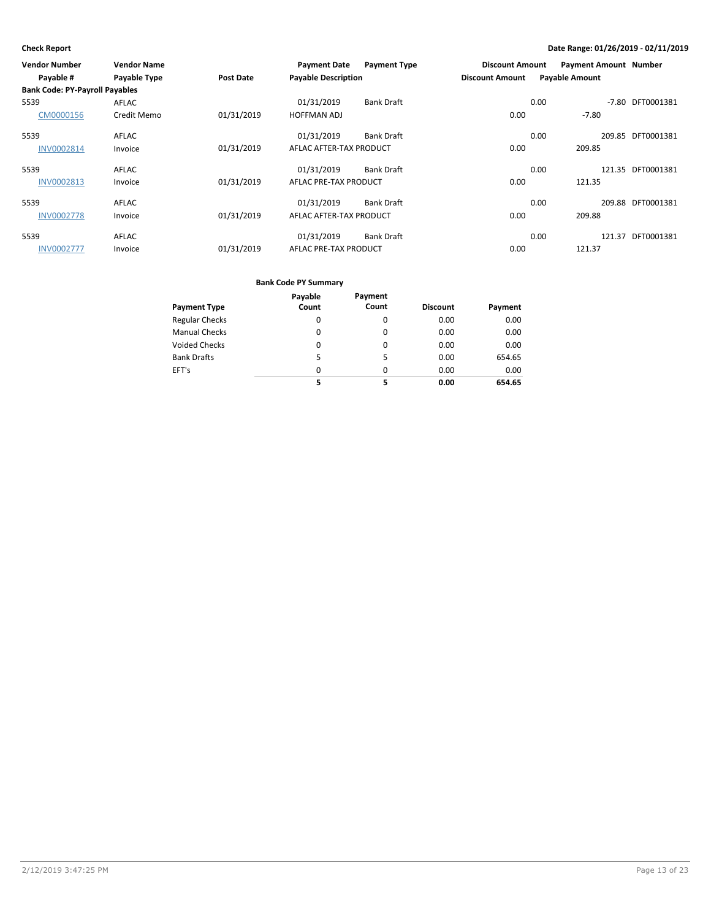**Check Report**

**Date Range: 01/26/2019 - 02/11/2019**

| Vendor Number | Vendor Name | | Payment Date | Payment Type | Discount Amount | Payment Amount | Number |
|---|---|---|---|---|---|---|---|
| Payable # | Payable Type | Post Date | Payable Description | | Discount Amount | Payable Amount | |
| **Bank Code: PY-Payroll Payables** | | | | | | | |
| 5539 | AFLAC | | 01/31/2019 | Bank Draft | 0.00 | -7.80 | DFT0001381 |
| CM0000156 | Credit Memo | 01/31/2019 | HOFFMAN ADJ | | 0.00 | -7.80 | |
| 5539 | AFLAC | | 01/31/2019 | Bank Draft | 0.00 | 209.85 | DFT0001381 |
| INV0002814 | Invoice | 01/31/2019 | AFLAC AFTER-TAX PRODUCT | | 0.00 | 209.85 | |
| 5539 | AFLAC | | 01/31/2019 | Bank Draft | 0.00 | 121.35 | DFT0001381 |
| INV0002813 | Invoice | 01/31/2019 | AFLAC PRE-TAX PRODUCT | | 0.00 | 121.35 | |
| 5539 | AFLAC | | 01/31/2019 | Bank Draft | 0.00 | 209.88 | DFT0001381 |
| INV0002778 | Invoice | 01/31/2019 | AFLAC AFTER-TAX PRODUCT | | 0.00 | 209.88 | |
| 5539 | AFLAC | | 01/31/2019 | Bank Draft | 0.00 | 121.37 | DFT0001381 |
| INV0002777 | Invoice | 01/31/2019 | AFLAC PRE-TAX PRODUCT | | 0.00 | 121.37 | |

**Bank Code PY Summary**

| Payment Type | Payable Count | Payment Count | Discount | Payment |
|---|---|---|---|---|
| Regular Checks | 0 | 0 | 0.00 | 0.00 |
| Manual Checks | 0 | 0 | 0.00 | 0.00 |
| Voided Checks | 0 | 0 | 0.00 | 0.00 |
| Bank Drafts | 5 | 5 | 0.00 | 654.65 |
| EFT's | 0 | 0 | 0.00 | 0.00 |
| | **5** | **5** | **0.00** | **654.65** |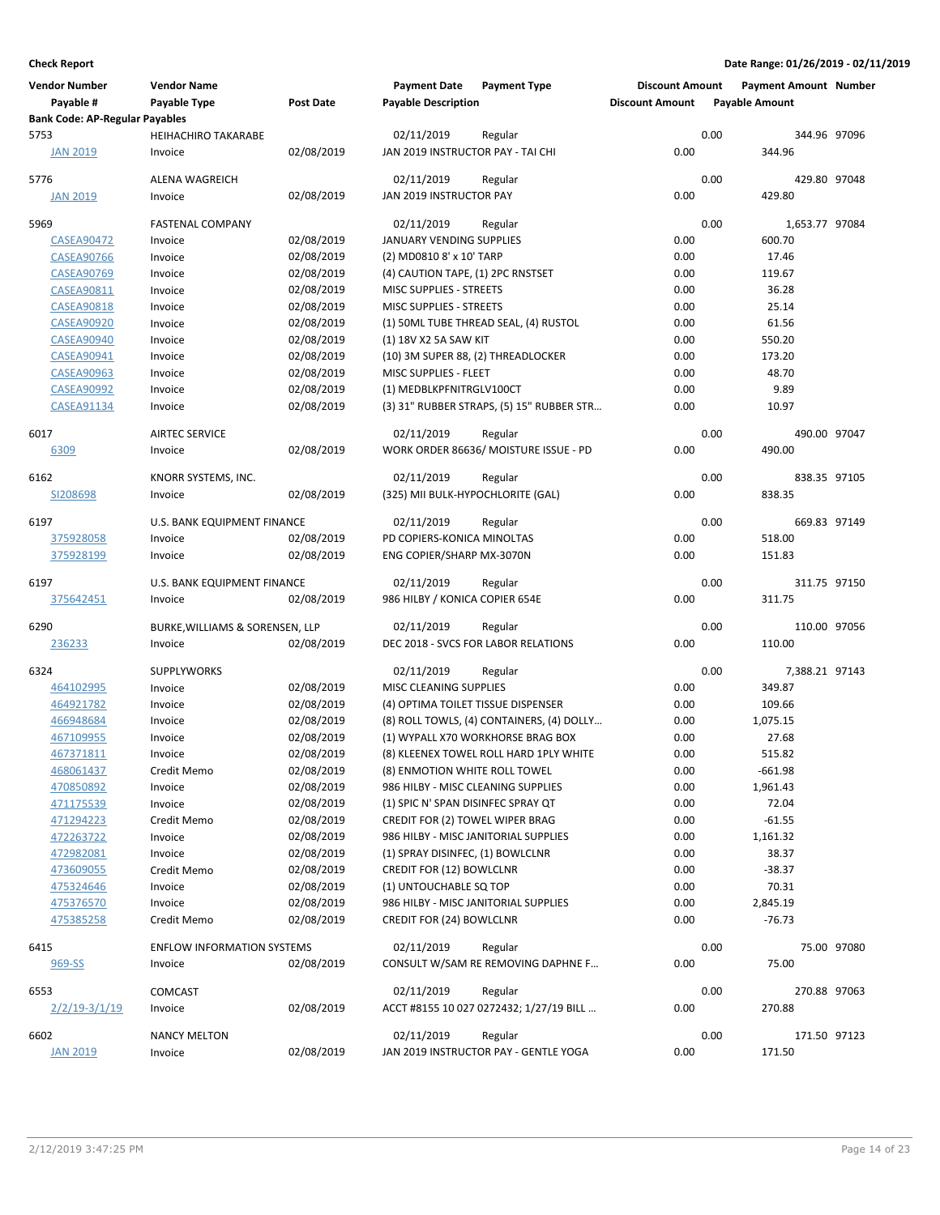**Check Report**

**Date Range: 01/26/2019 - 02/11/2019**

| Vendor Number | Vendor Name | | Payment Date | Payment Type | Discount Amount | Payment Amount | Number |
|---|---|---|---|---|---|---|---|
| Payable # | Payable Type | Post Date | Payable Description | | Discount Amount | Payable Amount | |
| **Bank Code: AP-Regular Payables** | | | | | | | |
| 5753 | HEIHACHIRO TAKARABE | | 02/11/2019 | Regular | 0.00 | 344.96 | 97096 |
| JAN 2019 | Invoice | 02/08/2019 | JAN 2019 INSTRUCTOR PAY - TAI CHI | | 0.00 | 344.96 | |
| 5776 | ALENA WAGREICH | | 02/11/2019 | Regular | 0.00 | 429.80 | 97048 |
| JAN 2019 | Invoice | 02/08/2019 | JAN 2019 INSTRUCTOR PAY | | 0.00 | 429.80 | |
| 5969 | FASTENAL COMPANY | | 02/11/2019 | Regular | 0.00 | 1,653.77 | 97084 |
| CASEA90472 | Invoice | 02/08/2019 | JANUARY VENDING SUPPLIES | | 0.00 | 600.70 | |
| CASEA90766 | Invoice | 02/08/2019 | (2) MD0810 8' x 10' TARP | | 0.00 | 17.46 | |
| CASEA90769 | Invoice | 02/08/2019 | (4) CAUTION TAPE, (1) 2PC RNSTSET | | 0.00 | 119.67 | |
| CASEA90811 | Invoice | 02/08/2019 | MISC SUPPLIES - STREETS | | 0.00 | 36.28 | |
| CASEA90818 | Invoice | 02/08/2019 | MISC SUPPLIES - STREETS | | 0.00 | 25.14 | |
| CASEA90920 | Invoice | 02/08/2019 | (1) 50ML TUBE THREAD SEAL, (4) RUSTOL | | 0.00 | 61.56 | |
| CASEA90940 | Invoice | 02/08/2019 | (1) 18V X2 5A SAW KIT | | 0.00 | 550.20 | |
| CASEA90941 | Invoice | 02/08/2019 | (10) 3M SUPER 88, (2) THREADLOCKER | | 0.00 | 173.20 | |
| CASEA90963 | Invoice | 02/08/2019 | MISC SUPPLIES - FLEET | | 0.00 | 48.70 | |
| CASEA90992 | Invoice | 02/08/2019 | (1) MEDBLKPFNITRGLV100CT | | 0.00 | 9.89 | |
| CASEA91134 | Invoice | 02/08/2019 | (3) 31" RUBBER STRAPS, (5) 15" RUBBER STR… | | 0.00 | 10.97 | |
| 6017 | AIRTEC SERVICE | | 02/11/2019 | Regular | 0.00 | 490.00 | 97047 |
| 6309 | Invoice | 02/08/2019 | WORK ORDER 86636/ MOISTURE ISSUE - PD | | 0.00 | 490.00 | |
| 6162 | KNORR SYSTEMS, INC. | | 02/11/2019 | Regular | 0.00 | 838.35 | 97105 |
| SI208698 | Invoice | 02/08/2019 | (325) MII BULK-HYPOCHLORITE (GAL) | | 0.00 | 838.35 | |
| 6197 | U.S. BANK EQUIPMENT FINANCE | | 02/11/2019 | Regular | 0.00 | 669.83 | 97149 |
| 375928058 | Invoice | 02/08/2019 | PD COPIERS-KONICA MINOLTAS | | 0.00 | 518.00 | |
| 375928199 | Invoice | 02/08/2019 | ENG COPIER/SHARP MX-3070N | | 0.00 | 151.83 | |
| 6197 | U.S. BANK EQUIPMENT FINANCE | | 02/11/2019 | Regular | 0.00 | 311.75 | 97150 |
| 375642451 | Invoice | 02/08/2019 | 986 HILBY / KONICA COPIER 654E | | 0.00 | 311.75 | |
| 6290 | BURKE,WILLIAMS & SORENSEN, LLP | | 02/11/2019 | Regular | 0.00 | 110.00 | 97056 |
| 236233 | Invoice | 02/08/2019 | DEC 2018 - SVCS FOR LABOR RELATIONS | | 0.00 | 110.00 | |
| 6324 | SUPPLYWORKS | | 02/11/2019 | Regular | 0.00 | 7,388.21 | 97143 |
| 464102995 | Invoice | 02/08/2019 | MISC CLEANING SUPPLIES | | 0.00 | 349.87 | |
| 464921782 | Invoice | 02/08/2019 | (4) OPTIMA TOILET TISSUE DISPENSER | | 0.00 | 109.66 | |
| 466948684 | Invoice | 02/08/2019 | (8) ROLL TOWLS, (4) CONTAINERS, (4) DOLLY… | | 0.00 | 1,075.15 | |
| 467109955 | Invoice | 02/08/2019 | (1) WYPALL X70 WORKHORSE BRAG BOX | | 0.00 | 27.68 | |
| 467371811 | Invoice | 02/08/2019 | (8) KLEENEX TOWEL ROLL HARD 1PLY WHITE | | 0.00 | 515.82 | |
| 468061437 | Credit Memo | 02/08/2019 | (8) ENMOTION WHITE ROLL TOWEL | | 0.00 | -661.98 | |
| 470850892 | Invoice | 02/08/2019 | 986 HILBY - MISC CLEANING SUPPLIES | | 0.00 | 1,961.43 | |
| 471175539 | Invoice | 02/08/2019 | (1) SPIC N' SPAN DISINFEC SPRAY QT | | 0.00 | 72.04 | |
| 471294223 | Credit Memo | 02/08/2019 | CREDIT FOR (2) TOWEL WIPER BRAG | | 0.00 | -61.55 | |
| 472263722 | Invoice | 02/08/2019 | 986 HILBY - MISC JANITORIAL SUPPLIES | | 0.00 | 1,161.32 | |
| 472982081 | Invoice | 02/08/2019 | (1) SPRAY DISINFEC, (1) BOWLCLNR | | 0.00 | 38.37 | |
| 473609055 | Credit Memo | 02/08/2019 | CREDIT FOR (12) BOWLCLNR | | 0.00 | -38.37 | |
| 475324646 | Invoice | 02/08/2019 | (1) UNTOUCHABLE SQ TOP | | 0.00 | 70.31 | |
| 475376570 | Invoice | 02/08/2019 | 986 HILBY - MISC JANITORIAL SUPPLIES | | 0.00 | 2,845.19 | |
| 475385258 | Credit Memo | 02/08/2019 | CREDIT FOR (24) BOWLCLNR | | 0.00 | -76.73 | |
| 6415 | ENFLOW INFORMATION SYSTEMS | | 02/11/2019 | Regular | 0.00 | 75.00 | 97080 |
| 969-SS | Invoice | 02/08/2019 | CONSULT W/SAM RE REMOVING DAPHNE F… | | 0.00 | 75.00 | |
| 6553 | COMCAST | | 02/11/2019 | Regular | 0.00 | 270.88 | 97063 |
| 2/2/19-3/1/19 | Invoice | 02/08/2019 | ACCT #8155 10 027 0272432; 1/27/19 BILL … | | 0.00 | 270.88 | |
| 6602 | NANCY MELTON | | 02/11/2019 | Regular | 0.00 | 171.50 | 97123 |
| JAN 2019 | Invoice | 02/08/2019 | JAN 2019 INSTRUCTOR PAY - GENTLE YOGA | | 0.00 | 171.50 | |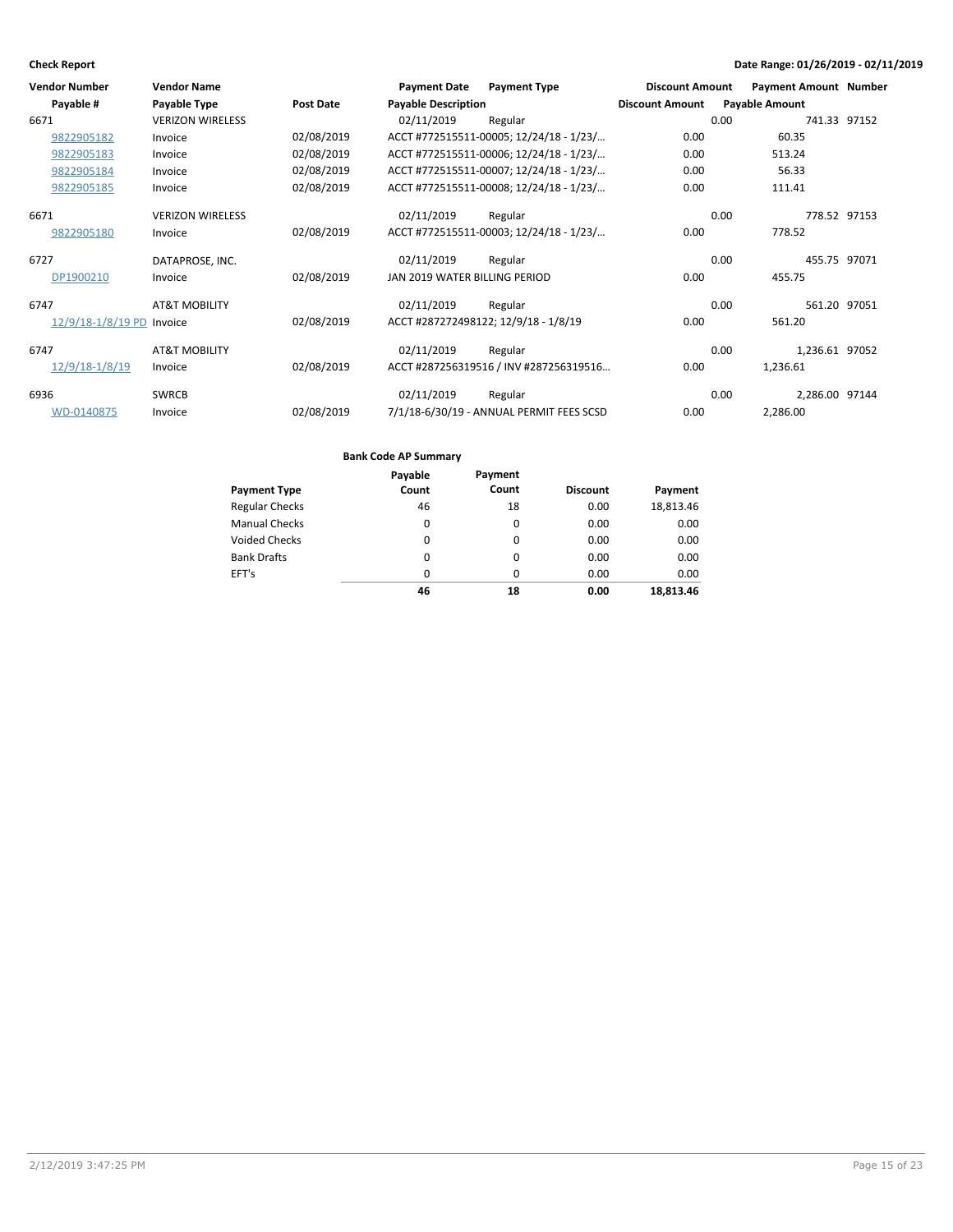**Check Report** — Date Range: 01/26/2019 - 02/11/2019

| Vendor Number | Vendor Name | | Payment Date | Payment Type | Discount Amount | Payment Amount | Number |
|---|---|---|---|---|---|---|---|
| Payable # | Payable Type | Post Date | Payable Description | | Discount Amount | Payable Amount | |
| 6671 | VERIZON WIRELESS | | 02/11/2019 | Regular | 0.00 | 741.33 | 97152 |
| 9822905182 | Invoice | 02/08/2019 | ACCT #772515511-00005; 12/24/18 - 1/23/... | | 0.00 | 60.35 | |
| 9822905183 | Invoice | 02/08/2019 | ACCT #772515511-00006; 12/24/18 - 1/23/... | | 0.00 | 513.24 | |
| 9822905184 | Invoice | 02/08/2019 | ACCT #772515511-00007; 12/24/18 - 1/23/... | | 0.00 | 56.33 | |
| 9822905185 | Invoice | 02/08/2019 | ACCT #772515511-00008; 12/24/18 - 1/23/... | | 0.00 | 111.41 | |
| 6671 | VERIZON WIRELESS | | 02/11/2019 | Regular | 0.00 | 778.52 | 97153 |
| 9822905180 | Invoice | 02/08/2019 | ACCT #772515511-00003; 12/24/18 - 1/23/... | | 0.00 | 778.52 | |
| 6727 | DATAPROSE, INC. | | 02/11/2019 | Regular | 0.00 | 455.75 | 97071 |
| DP1900210 | Invoice | 02/08/2019 | JAN 2019 WATER BILLING PERIOD | | 0.00 | 455.75 | |
| 6747 | AT&T MOBILITY | | 02/11/2019 | Regular | 0.00 | 561.20 | 97051 |
| 12/9/18-1/8/19 PD | Invoice | 02/08/2019 | ACCT #287272498122; 12/9/18 - 1/8/19 | | 0.00 | 561.20 | |
| 6747 | AT&T MOBILITY | | 02/11/2019 | Regular | 0.00 | 1,236.61 | 97052 |
| 12/9/18-1/8/19 | Invoice | 02/08/2019 | ACCT #287256319516 / INV #287256319516... | | 0.00 | 1,236.61 | |
| 6936 | SWRCB | | 02/11/2019 | Regular | 0.00 | 2,286.00 | 97144 |
| WD-0140875 | Invoice | 02/08/2019 | 7/1/18-6/30/19 - ANNUAL PERMIT FEES SCSD | | 0.00 | 2,286.00 | |

**Bank Code AP Summary**

| Payment Type | Payable Count | Payment Count | Discount | Payment |
|---|---|---|---|---|
| Regular Checks | 46 | 18 | 0.00 | 18,813.46 |
| Manual Checks | 0 | 0 | 0.00 | 0.00 |
| Voided Checks | 0 | 0 | 0.00 | 0.00 |
| Bank Drafts | 0 | 0 | 0.00 | 0.00 |
| EFT's | 0 | 0 | 0.00 | 0.00 |
| | **46** | **18** | **0.00** | **18,813.46** |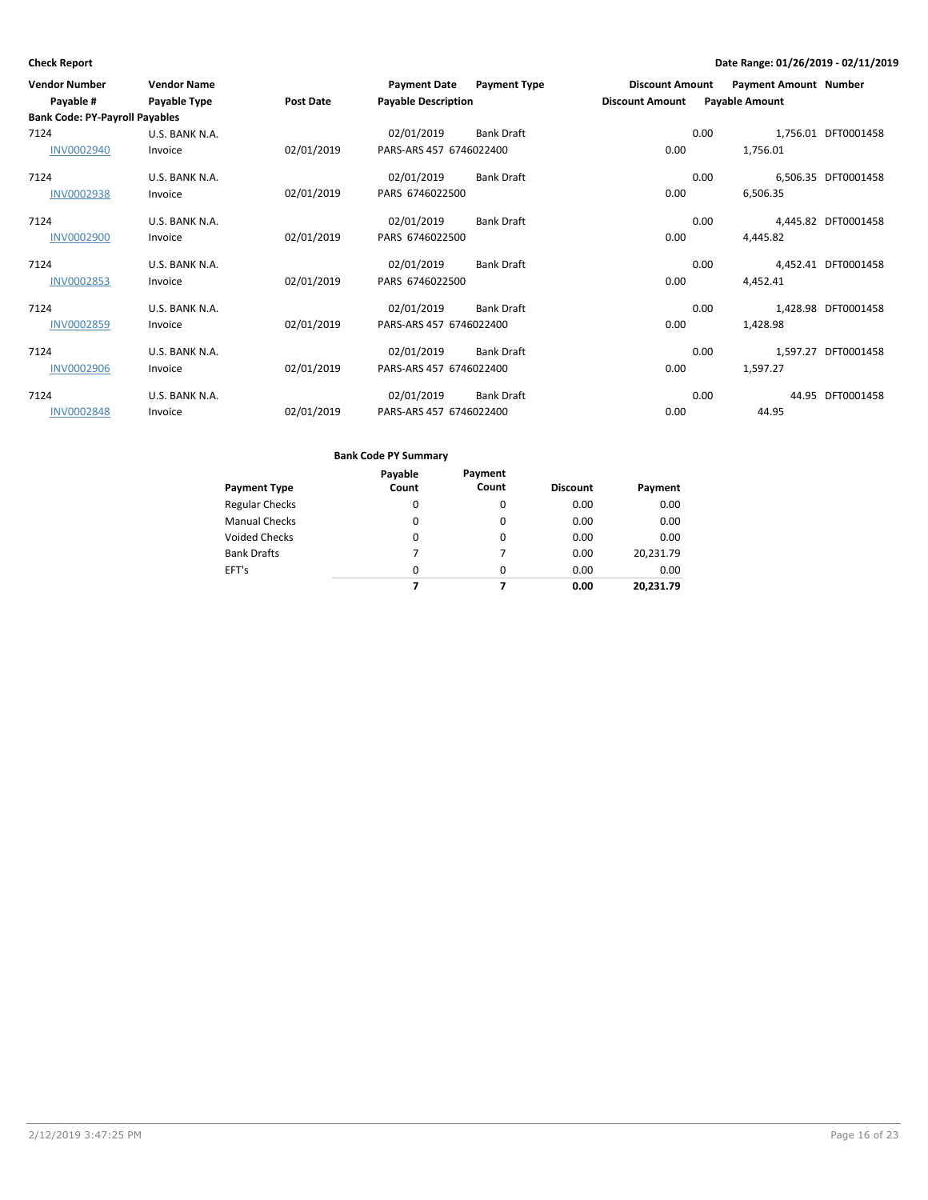**Check Report**

**Date Range: 01/26/2019 - 02/11/2019**

| Vendor Number | Vendor Name | | Payment Date | Payment Type | Discount Amount | Payment Amount | Number |
|---|---|---|---|---|---|---|---|
| Payable # | Payable Type | Post Date | Payable Description | | Discount Amount | Payable Amount | |
| **Bank Code: PY-Payroll Payables** | | | | | | | |
| 7124 | U.S. BANK N.A. | | 02/01/2019 | Bank Draft | 0.00 | 1,756.01 | DFT0001458 |
| INV0002940 | Invoice | 02/01/2019 | PARS-ARS 457 6746022400 | | 0.00 | 1,756.01 | |
| 7124 | U.S. BANK N.A. | | 02/01/2019 | Bank Draft | 0.00 | 6,506.35 | DFT0001458 |
| INV0002938 | Invoice | 02/01/2019 | PARS 6746022500 | | 0.00 | 6,506.35 | |
| 7124 | U.S. BANK N.A. | | 02/01/2019 | Bank Draft | 0.00 | 4,445.82 | DFT0001458 |
| INV0002900 | Invoice | 02/01/2019 | PARS 6746022500 | | 0.00 | 4,445.82 | |
| 7124 | U.S. BANK N.A. | | 02/01/2019 | Bank Draft | 0.00 | 4,452.41 | DFT0001458 |
| INV0002853 | Invoice | 02/01/2019 | PARS 6746022500 | | 0.00 | 4,452.41 | |
| 7124 | U.S. BANK N.A. | | 02/01/2019 | Bank Draft | 0.00 | 1,428.98 | DFT0001458 |
| INV0002859 | Invoice | 02/01/2019 | PARS-ARS 457 6746022400 | | 0.00 | 1,428.98 | |
| 7124 | U.S. BANK N.A. | | 02/01/2019 | Bank Draft | 0.00 | 1,597.27 | DFT0001458 |
| INV0002906 | Invoice | 02/01/2019 | PARS-ARS 457 6746022400 | | 0.00 | 1,597.27 | |
| 7124 | U.S. BANK N.A. | | 02/01/2019 | Bank Draft | 0.00 | 44.95 | DFT0001458 |
| INV0002848 | Invoice | 02/01/2019 | PARS-ARS 457 6746022400 | | 0.00 | 44.95 | |

**Bank Code PY Summary**

| Payment Type | Payable Count | Payment Count | Discount | Payment |
|---|---|---|---|---|
| Regular Checks | 0 | 0 | 0.00 | 0.00 |
| Manual Checks | 0 | 0 | 0.00 | 0.00 |
| Voided Checks | 0 | 0 | 0.00 | 0.00 |
| Bank Drafts | 7 | 7 | 0.00 | 20,231.79 |
| EFT's | 0 | 0 | 0.00 | 0.00 |
| | **7** | **7** | **0.00** | **20,231.79** |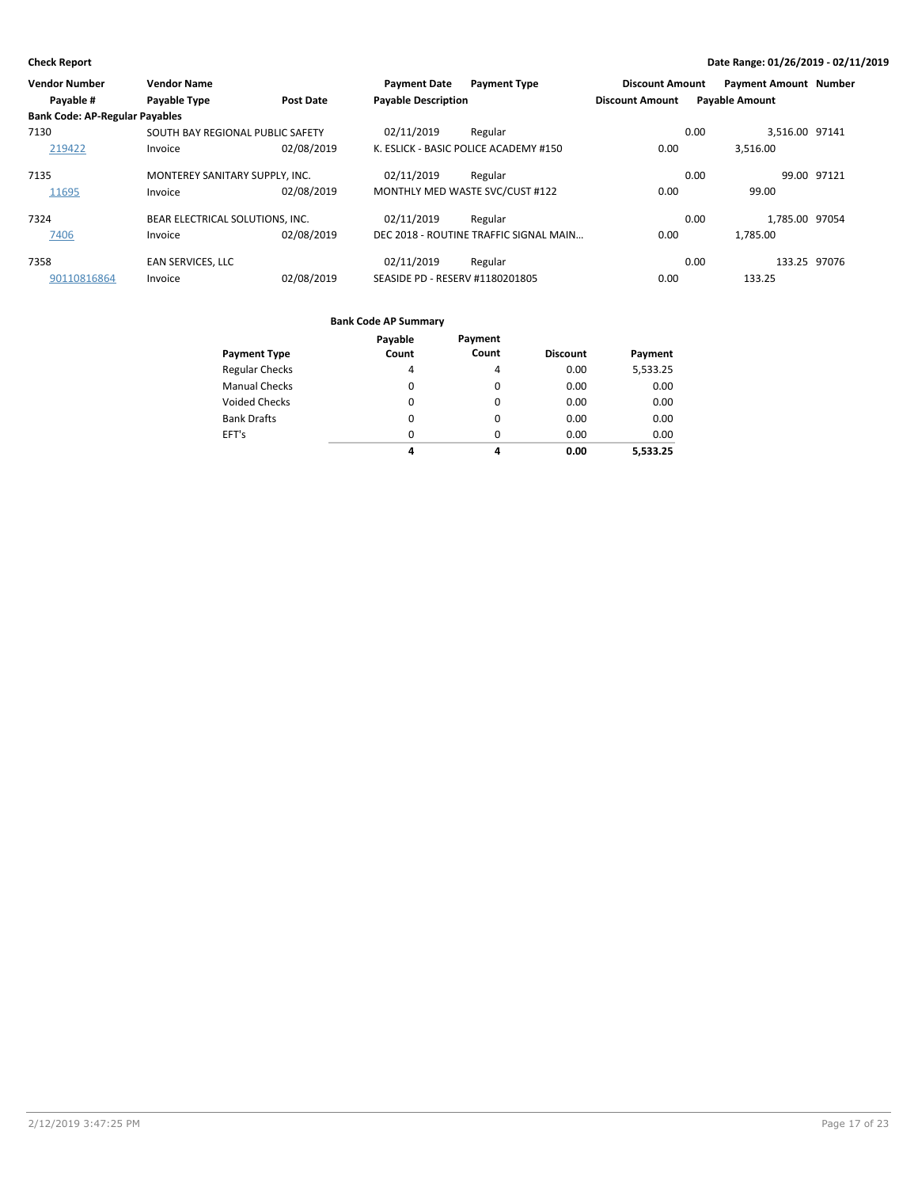| Vendor Number | Vendor Name | | Payment Date | Payment Type | Discount Amount | Payment Amount | Number |
|---|---|---|---|---|---|---|---|
| Payable # | Payable Type | Post Date | Payable Description | | Discount Amount | Payable Amount | |
| **Bank Code: AP-Regular Payables** | | | | | | | |
| 7130 | SOUTH BAY REGIONAL PUBLIC SAFETY | | 02/11/2019 | Regular | 0.00 | 3,516.00 | 97141 |
| 219422 | Invoice | 02/08/2019 | K. ESLICK - BASIC POLICE ACADEMY #150 | | 0.00 | 3,516.00 | |
| 7135 | MONTEREY SANITARY SUPPLY, INC. | | 02/11/2019 | Regular | 0.00 | 99.00 | 97121 |
| 11695 | Invoice | 02/08/2019 | MONTHLY MED WASTE SVC/CUST #122 | | 0.00 | 99.00 | |
| 7324 | BEAR ELECTRICAL SOLUTIONS, INC. | | 02/11/2019 | Regular | 0.00 | 1,785.00 | 97054 |
| 7406 | Invoice | 02/08/2019 | DEC 2018 - ROUTINE TRAFFIC SIGNAL MAIN... | | 0.00 | 1,785.00 | |
| 7358 | EAN SERVICES, LLC | | 02/11/2019 | Regular | 0.00 | 133.25 | 97076 |
| 90110816864 | Invoice | 02/08/2019 | SEASIDE PD - RESERV #1180201805 | | 0.00 | 133.25 | |

**Bank Code AP Summary**

| Payment Type | Payable Count | Payment Count | Discount | Payment |
|---|---|---|---|---|
| Regular Checks | 4 | 4 | 0.00 | 5,533.25 |
| Manual Checks | 0 | 0 | 0.00 | 0.00 |
| Voided Checks | 0 | 0 | 0.00 | 0.00 |
| Bank Drafts | 0 | 0 | 0.00 | 0.00 |
| EFT's | 0 | 0 | 0.00 | 0.00 |
| | **4** | **4** | **0.00** | **5,533.25** |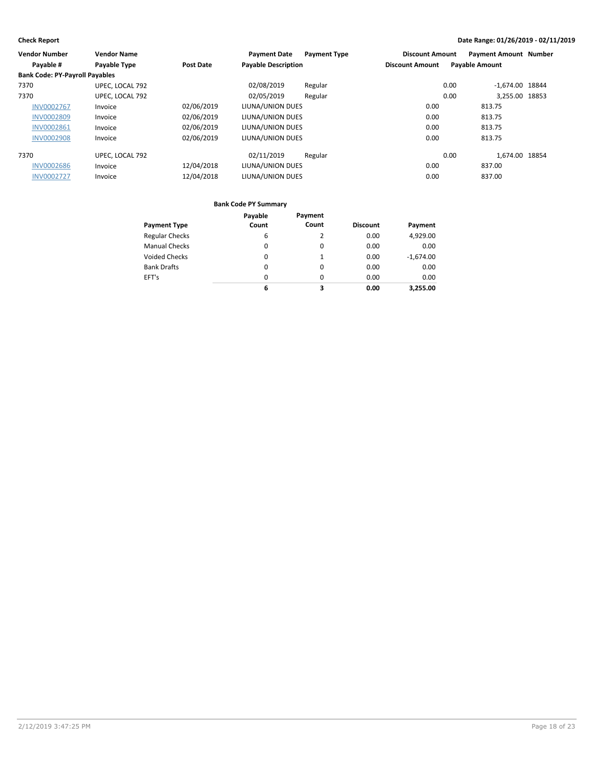**Check Report** — Date Range: 01/26/2019 - 02/11/2019

| Vendor Number | Vendor Name | | Payment Date | Payment Type | Discount Amount | Payment Amount | Number |
|---|---|---|---|---|---|---|---|
| Payable # | Payable Type | Post Date | Payable Description | | Discount Amount | Payable Amount | |
| **Bank Code: PY-Payroll Payables** | | | | | | | |
| 7370 | UPEC, LOCAL 792 | | 02/08/2019 | Regular | 0.00 | -1,674.00 | 18844 |
| 7370 | UPEC, LOCAL 792 | | 02/05/2019 | Regular | 0.00 | 3,255.00 | 18853 |
| INV0002767 | Invoice | 02/06/2019 | LIUNA/UNION DUES | | 0.00 | 813.75 | |
| INV0002809 | Invoice | 02/06/2019 | LIUNA/UNION DUES | | 0.00 | 813.75 | |
| INV0002861 | Invoice | 02/06/2019 | LIUNA/UNION DUES | | 0.00 | 813.75 | |
| INV0002908 | Invoice | 02/06/2019 | LIUNA/UNION DUES | | 0.00 | 813.75 | |
| 7370 | UPEC, LOCAL 792 | | 02/11/2019 | Regular | 0.00 | 1,674.00 | 18854 |
| INV0002686 | Invoice | 12/04/2018 | LIUNA/UNION DUES | | 0.00 | 837.00 | |
| INV0002727 | Invoice | 12/04/2018 | LIUNA/UNION DUES | | 0.00 | 837.00 | |

**Bank Code PY Summary**

| Payment Type | Payable Count | Payment Count | Discount | Payment |
|---|---|---|---|---|
| Regular Checks | 6 | 2 | 0.00 | 4,929.00 |
| Manual Checks | 0 | 0 | 0.00 | 0.00 |
| Voided Checks | 0 | 1 | 0.00 | -1,674.00 |
| Bank Drafts | 0 | 0 | 0.00 | 0.00 |
| EFT's | 0 | 0 | 0.00 | 0.00 |
| | **6** | **3** | **0.00** | **3,255.00** |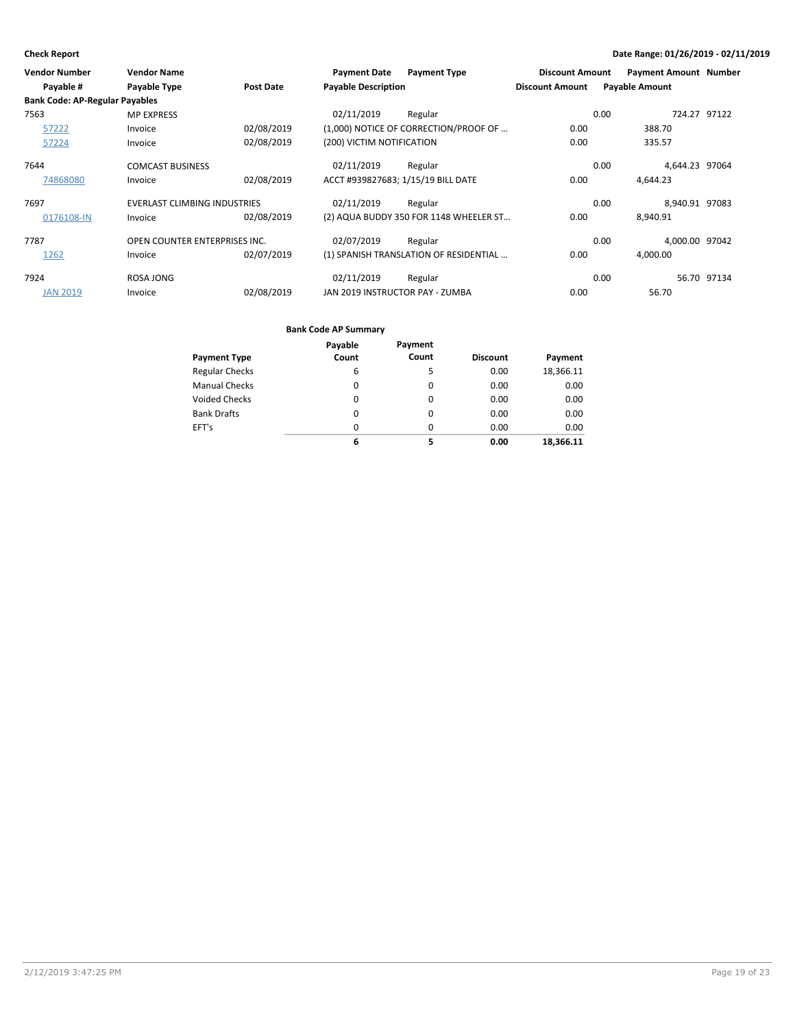**Check Report** — **Date Range: 01/26/2019 - 02/11/2019**

| Vendor Number / Payable # | Vendor Name / Payable Type | Post Date | Payment Date / Payable Description | Payment Type | Discount Amount / Discount Amount | Payment Amount / Payable Amount | Number |
|---|---|---|---|---|---|---|---|
| **Bank Code: AP-Regular Payables** | | | | | | | |
| 7563 | MP EXPRESS | | 02/11/2019 | Regular | 0.00 | 724.27 | 97122 |
| 57222 | Invoice | 02/08/2019 | (1,000) NOTICE OF CORRECTION/PROOF OF ... | | 0.00 | 388.70 | |
| 57224 | Invoice | 02/08/2019 | (200) VICTIM NOTIFICATION | | 0.00 | 335.57 | |
| 7644 | COMCAST BUSINESS | | 02/11/2019 | Regular | 0.00 | 4,644.23 | 97064 |
| 74868080 | Invoice | 02/08/2019 | ACCT #939827683; 1/15/19 BILL DATE | | 0.00 | 4,644.23 | |
| 7697 | EVERLAST CLIMBING INDUSTRIES | | 02/11/2019 | Regular | 0.00 | 8,940.91 | 97083 |
| 0176108-IN | Invoice | 02/08/2019 | (2) AQUA BUDDY 350 FOR 1148 WHEELER ST... | | 0.00 | 8,940.91 | |
| 7787 | OPEN COUNTER ENTERPRISES INC. | | 02/07/2019 | Regular | 0.00 | 4,000.00 | 97042 |
| 1262 | Invoice | 02/07/2019 | (1) SPANISH TRANSLATION OF RESIDENTIAL ... | | 0.00 | 4,000.00 | |
| 7924 | ROSA JONG | | 02/11/2019 | Regular | 0.00 | 56.70 | 97134 |
| JAN 2019 | Invoice | 02/08/2019 | JAN 2019 INSTRUCTOR PAY - ZUMBA | | 0.00 | 56.70 | |

**Bank Code AP Summary**

| Payment Type | Payable Count | Payment Count | Discount | Payment |
|---|---|---|---|---|
| Regular Checks | 6 | 5 | 0.00 | 18,366.11 |
| Manual Checks | 0 | 0 | 0.00 | 0.00 |
| Voided Checks | 0 | 0 | 0.00 | 0.00 |
| Bank Drafts | 0 | 0 | 0.00 | 0.00 |
| EFT's | 0 | 0 | 0.00 | 0.00 |
| | **6** | **5** | **0.00** | **18,366.11** |

2/12/2019 3:47:25 PM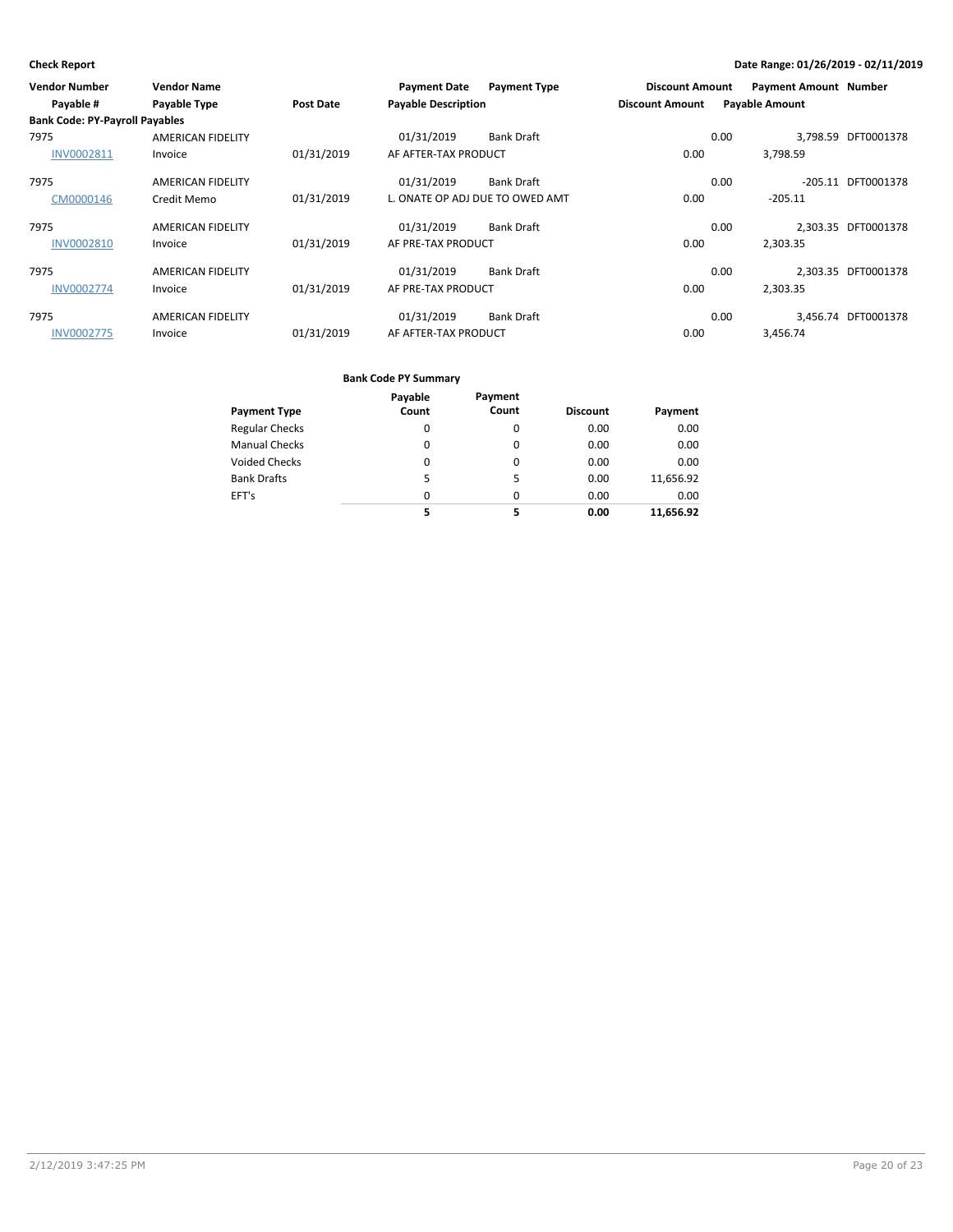**Check Report**

**Date Range: 01/26/2019 - 02/11/2019**

| Vendor Number | Vendor Name | | Payment Date | Payment Type | Discount Amount | Payment Amount | Number |
|---|---|---|---|---|---|---|---|
| Payable # | Payable Type | Post Date | Payable Description | | Discount Amount | Payable Amount | |
| **Bank Code: PY-Payroll Payables** | | | | | | | |
| 7975 | AMERICAN FIDELITY | | 01/31/2019 | Bank Draft | 0.00 | 3,798.59 | DFT0001378 |
| INV0002811 | Invoice | 01/31/2019 | AF AFTER-TAX PRODUCT | | 0.00 | 3,798.59 | |
| 7975 | AMERICAN FIDELITY | | 01/31/2019 | Bank Draft | 0.00 | -205.11 | DFT0001378 |
| CM0000146 | Credit Memo | 01/31/2019 | L. ONATE OP ADJ DUE TO OWED AMT | | 0.00 | -205.11 | |
| 7975 | AMERICAN FIDELITY | | 01/31/2019 | Bank Draft | 0.00 | 2,303.35 | DFT0001378 |
| INV0002810 | Invoice | 01/31/2019 | AF PRE-TAX PRODUCT | | 0.00 | 2,303.35 | |
| 7975 | AMERICAN FIDELITY | | 01/31/2019 | Bank Draft | 0.00 | 2,303.35 | DFT0001378 |
| INV0002774 | Invoice | 01/31/2019 | AF PRE-TAX PRODUCT | | 0.00 | 2,303.35 | |
| 7975 | AMERICAN FIDELITY | | 01/31/2019 | Bank Draft | 0.00 | 3,456.74 | DFT0001378 |
| INV0002775 | Invoice | 01/31/2019 | AF AFTER-TAX PRODUCT | | 0.00 | 3,456.74 | |

**Bank Code PY Summary**

| Payment Type | Payable Count | Payment Count | Discount | Payment |
|---|---|---|---|---|
| Regular Checks | 0 | 0 | 0.00 | 0.00 |
| Manual Checks | 0 | 0 | 0.00 | 0.00 |
| Voided Checks | 0 | 0 | 0.00 | 0.00 |
| Bank Drafts | 5 | 5 | 0.00 | 11,656.92 |
| EFT's | 0 | 0 | 0.00 | 0.00 |
| | **5** | **5** | **0.00** | **11,656.92** |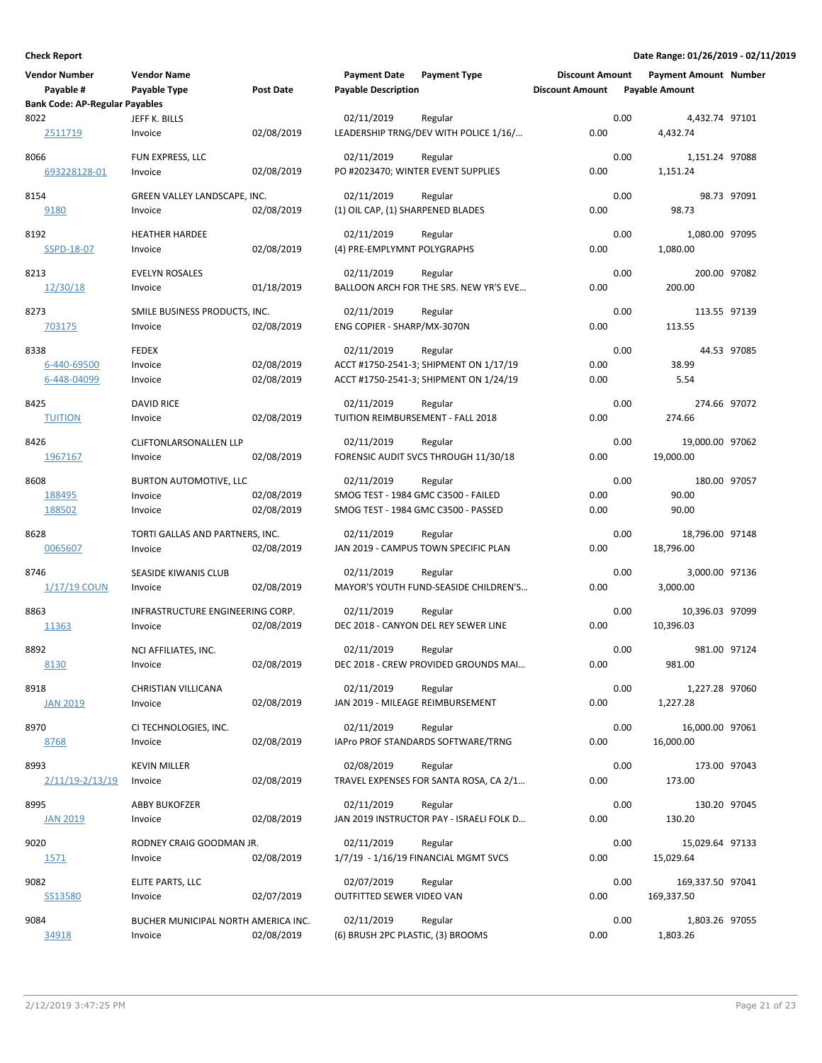**Check Report**

**Date Range: 01/26/2019 - 02/11/2019**

| Vendor Number | Vendor Name | | Payment Date | Payment Type | Discount Amount | Payment Amount | Number |
|---|---|---|---|---|---|---|---|
| Payable # | Payable Type | Post Date | Payable Description | | Discount Amount | Payable Amount | |
| **Bank Code: AP-Regular Payables** | | | | | | | |
| 8022 | JEFF K. BILLS | | 02/11/2019 | Regular | 0.00 | 4,432.74 | 97101 |
| 2511719 | Invoice | 02/08/2019 | LEADERSHIP TRNG/DEV WITH POLICE 1/16/... | | 0.00 | 4,432.74 | |
| 8066 | FUN EXPRESS, LLC | | 02/11/2019 | Regular | 0.00 | 1,151.24 | 97088 |
| 693228128-01 | Invoice | 02/08/2019 | PO #2023470; WINTER EVENT SUPPLIES | | 0.00 | 1,151.24 | |
| 8154 | GREEN VALLEY LANDSCAPE, INC. | | 02/11/2019 | Regular | 0.00 | 98.73 | 97091 |
| 9180 | Invoice | 02/08/2019 | (1) OIL CAP, (1) SHARPENED BLADES | | 0.00 | 98.73 | |
| 8192 | HEATHER HARDEE | | 02/11/2019 | Regular | 0.00 | 1,080.00 | 97095 |
| SSPD-18-07 | Invoice | 02/08/2019 | (4) PRE-EMPLYMNT POLYGRAPHS | | 0.00 | 1,080.00 | |
| 8213 | EVELYN ROSALES | | 02/11/2019 | Regular | 0.00 | 200.00 | 97082 |
| 12/30/18 | Invoice | 01/18/2019 | BALLOON ARCH FOR THE SRS. NEW YR'S EVE... | | 0.00 | 200.00 | |
| 8273 | SMILE BUSINESS PRODUCTS, INC. | | 02/11/2019 | Regular | 0.00 | 113.55 | 97139 |
| 703175 | Invoice | 02/08/2019 | ENG COPIER - SHARP/MX-3070N | | 0.00 | 113.55 | |
| 8338 | FEDEX | | 02/11/2019 | Regular | 0.00 | 44.53 | 97085 |
| 6-440-69500 | Invoice | 02/08/2019 | ACCT #1750-2541-3; SHIPMENT ON 1/17/19 | | 0.00 | 38.99 | |
| 6-448-04099 | Invoice | 02/08/2019 | ACCT #1750-2541-3; SHIPMENT ON 1/24/19 | | 0.00 | 5.54 | |
| 8425 | DAVID RICE | | 02/11/2019 | Regular | 0.00 | 274.66 | 97072 |
| TUITION | Invoice | 02/08/2019 | TUITION REIMBURSEMENT - FALL 2018 | | 0.00 | 274.66 | |
| 8426 | CLIFTONLARSONALLEN LLP | | 02/11/2019 | Regular | 0.00 | 19,000.00 | 97062 |
| 1967167 | Invoice | 02/08/2019 | FORENSIC AUDIT SVCS THROUGH 11/30/18 | | 0.00 | 19,000.00 | |
| 8608 | BURTON AUTOMOTIVE, LLC | | 02/11/2019 | Regular | 0.00 | 180.00 | 97057 |
| 188495 | Invoice | 02/08/2019 | SMOG TEST - 1984 GMC C3500 - FAILED | | 0.00 | 90.00 | |
| 188502 | Invoice | 02/08/2019 | SMOG TEST - 1984 GMC C3500 - PASSED | | 0.00 | 90.00 | |
| 8628 | TORTI GALLAS AND PARTNERS, INC. | | 02/11/2019 | Regular | 0.00 | 18,796.00 | 97148 |
| 0065607 | Invoice | 02/08/2019 | JAN 2019 - CAMPUS TOWN SPECIFIC PLAN | | 0.00 | 18,796.00 | |
| 8746 | SEASIDE KIWANIS CLUB | | 02/11/2019 | Regular | 0.00 | 3,000.00 | 97136 |
| 1/17/19 COUN | Invoice | 02/08/2019 | MAYOR'S YOUTH FUND-SEASIDE CHILDREN'S... | | 0.00 | 3,000.00 | |
| 8863 | INFRASTRUCTURE ENGINEERING CORP. | | 02/11/2019 | Regular | 0.00 | 10,396.03 | 97099 |
| 11363 | Invoice | 02/08/2019 | DEC 2018 - CANYON DEL REY SEWER LINE | | 0.00 | 10,396.03 | |
| 8892 | NCI AFFILIATES, INC. | | 02/11/2019 | Regular | 0.00 | 981.00 | 97124 |
| 8130 | Invoice | 02/08/2019 | DEC 2018 - CREW PROVIDED GROUNDS MAI... | | 0.00 | 981.00 | |
| 8918 | CHRISTIAN VILLICANA | | 02/11/2019 | Regular | 0.00 | 1,227.28 | 97060 |
| JAN 2019 | Invoice | 02/08/2019 | JAN 2019 - MILEAGE REIMBURSEMENT | | 0.00 | 1,227.28 | |
| 8970 | CI TECHNOLOGIES, INC. | | 02/11/2019 | Regular | 0.00 | 16,000.00 | 97061 |
| 8768 | Invoice | 02/08/2019 | IAPro PROF STANDARDS SOFTWARE/TRNG | | 0.00 | 16,000.00 | |
| 8993 | KEVIN MILLER | | 02/08/2019 | Regular | 0.00 | 173.00 | 97043 |
| 2/11/19-2/13/19 | Invoice | 02/08/2019 | TRAVEL EXPENSES FOR SANTA ROSA, CA 2/1... | | 0.00 | 173.00 | |
| 8995 | ABBY BUKOFZER | | 02/11/2019 | Regular | 0.00 | 130.20 | 97045 |
| JAN 2019 | Invoice | 02/08/2019 | JAN 2019 INSTRUCTOR PAY - ISRAELI FOLK D... | | 0.00 | 130.20 | |
| 9020 | RODNEY CRAIG GOODMAN JR. | | 02/11/2019 | Regular | 0.00 | 15,029.64 | 97133 |
| 1571 | Invoice | 02/08/2019 | 1/7/19 - 1/16/19 FINANCIAL MGMT SVCS | | 0.00 | 15,029.64 | |
| 9082 | ELITE PARTS, LLC | | 02/07/2019 | Regular | 0.00 | 169,337.50 | 97041 |
| SS13580 | Invoice | 02/07/2019 | OUTFITTED SEWER VIDEO VAN | | 0.00 | 169,337.50 | |
| 9084 | BUCHER MUNICIPAL NORTH AMERICA INC. | | 02/11/2019 | Regular | 0.00 | 1,803.26 | 97055 |
| 34918 | Invoice | 02/08/2019 | (6) BRUSH 2PC PLASTIC, (3) BROOMS | | 0.00 | 1,803.26 | |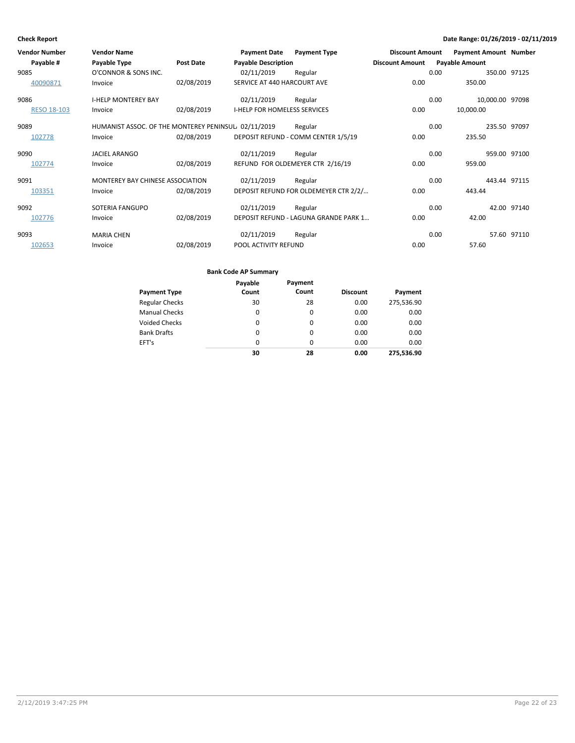**Check Report** — **Date Range: 01/26/2019 - 02/11/2019**

| Vendor Number / Payable # | Vendor Name / Payable Type | Post Date | Payment Date / Payable Description | Payment Type | Discount Amount | Payment Amount / Payable Amount | Number |
|---|---|---|---|---|---|---|---|
| 9085 | O'CONNOR & SONS INC. | | 02/11/2019 | Regular | 0.00 | 350.00 | 97125 |
| 40090871 | Invoice | 02/08/2019 | SERVICE AT 440 HARCOURT AVE | | 0.00 | 350.00 | |
| 9086 | I-HELP MONTEREY BAY | | 02/11/2019 | Regular | 0.00 | 10,000.00 | 97098 |
| RESO 18-103 | Invoice | 02/08/2019 | I-HELP FOR HOMELESS SERVICES | | 0.00 | 10,000.00 | |
| 9089 | HUMANIST ASSOC. OF THE MONTEREY PENINSUL | | 02/11/2019 | Regular | 0.00 | 235.50 | 97097 |
| 102778 | Invoice | 02/08/2019 | DEPOSIT REFUND - COMM CENTER 1/5/19 | | 0.00 | 235.50 | |
| 9090 | JACIEL ARANGO | | 02/11/2019 | Regular | 0.00 | 959.00 | 97100 |
| 102774 | Invoice | 02/08/2019 | REFUND FOR OLDEMEYER CTR 2/16/19 | | 0.00 | 959.00 | |
| 9091 | MONTEREY BAY CHINESE ASSOCIATION | | 02/11/2019 | Regular | 0.00 | 443.44 | 97115 |
| 103351 | Invoice | 02/08/2019 | DEPOSIT REFUND FOR OLDEMEYER CTR 2/2/... | | 0.00 | 443.44 | |
| 9092 | SOTERIA FANGUPO | | 02/11/2019 | Regular | 0.00 | 42.00 | 97140 |
| 102776 | Invoice | 02/08/2019 | DEPOSIT REFUND - LAGUNA GRANDE PARK 1... | | 0.00 | 42.00 | |
| 9093 | MARIA CHEN | | 02/11/2019 | Regular | 0.00 | 57.60 | 97110 |
| 102653 | Invoice | 02/08/2019 | POOL ACTIVITY REFUND | | 0.00 | 57.60 | |

**Bank Code AP Summary**

| Payment Type | Payable Count | Payment Count | Discount | Payment |
|---|---|---|---|---|
| Regular Checks | 30 | 28 | 0.00 | 275,536.90 |
| Manual Checks | 0 | 0 | 0.00 | 0.00 |
| Voided Checks | 0 | 0 | 0.00 | 0.00 |
| Bank Drafts | 0 | 0 | 0.00 | 0.00 |
| EFT's | 0 | 0 | 0.00 | 0.00 |
| | **30** | **28** | **0.00** | **275,536.90** |

2/12/2019 3:47:25 PM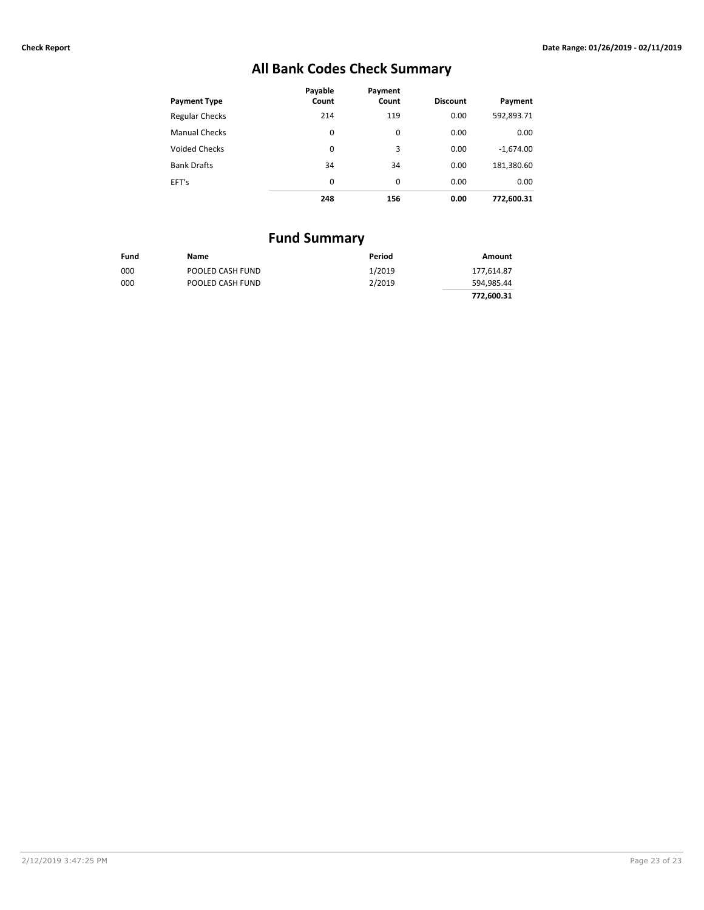# All Bank Codes Check Summary

| Payment Type | Payable Count | Payment Count | Discount | Payment |
|---|---|---|---|---|
| Regular Checks | 214 | 119 | 0.00 | 592,893.71 |
| Manual Checks | 0 | 0 | 0.00 | 0.00 |
| Voided Checks | 0 | 3 | 0.00 | -1,674.00 |
| Bank Drafts | 34 | 34 | 0.00 | 181,380.60 |
| EFT's | 0 | 0 | 0.00 | 0.00 |
| | **248** | **156** | **0.00** | **772,600.31** |

# Fund Summary

| Fund | Name | Period | Amount |
|---|---|---|---|
| 000 | POOLED CASH FUND | 1/2019 | 177,614.87 |
| 000 | POOLED CASH FUND | 2/2019 | 594,985.44 |
| | | | **772,600.31** |